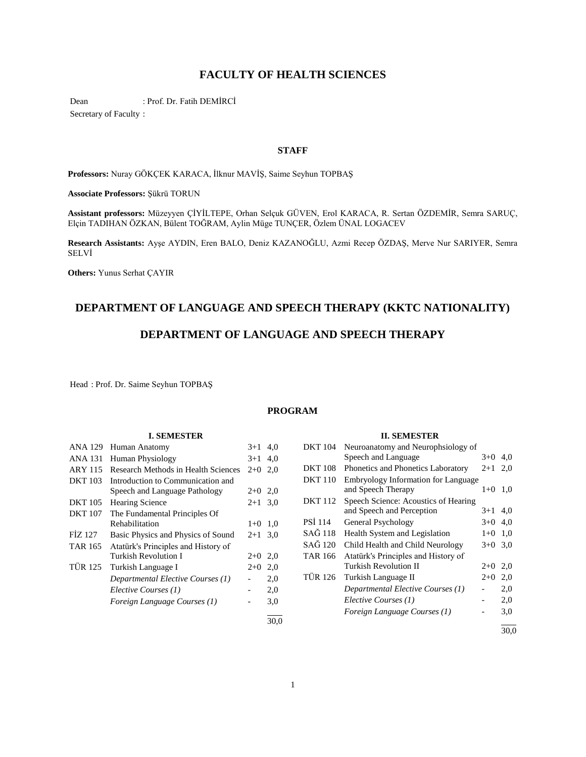# FACULTY OF HEALTH SCIENCES

Dean : Prof. Dr. Fatih DEMİRCİ

Secretary of Faculty :

## STAFF

**Professors:** Nuray GÖKÇEK KARACA, İlknur MAVİŞ, Saime Seyhun TOPBAŞ

**Associate Professors:** Şükrü TORUN

**Assistant professors:** Müzeyyen ÇİYİLTEPE, Orhan Selçuk GÜVEN, Erol KARACA, R. Sertan ÖZDEMİR, Semra SARUÇ, Elçin TADIHAN ÖZKAN, Bülent TOĞRAM, Aylin Müge TUNÇER, Özlem ÜNAL LOGACEV

**Research Assistants:** Ayşe AYDIN, Eren BALO, Deniz KAZANOĞLU, Azmi Recep ÖZDAŞ, Merve Nur SARIYER, Semra SELVİ

**Others:** Yunus Serhat ÇAYIR

## DEPARTMENT OF LANGUAGE AND SPEECH THERAPY (KKTC NATIONALITY)

## DEPARTMENT OF LANGUAGE AND SPEECH THERAPY

Head : Prof. Dr. Saime Seyhun TOPBAŞ

### PROGRAM

**I. SEMESTER**

| Code | Course | Hours | Credit |
|---|---|---|---|
| ANA 129 | Human Anatomy | 3+1 | 4,0 |
| ANA 131 | Human Physiology | 3+1 | 4,0 |
| ARY 115 | Research Methods in Health Sciences | 2+0 | 2,0 |
| DKT 103 | Introduction to Communication and Speech and Language Pathology | 2+0 | 2,0 |
| DKT 105 | Hearing Science | 2+1 | 3,0 |
| DKT 107 | The Fundamental Principles Of Rehabilitation | 1+0 | 1,0 |
| FİZ 127 | Basic Physics and Physics of Sound | 2+1 | 3,0 |
| TAR 165 | Atatürk's Principles and History of Turkish Revolution I | 2+0 | 2,0 |
| TÜR 125 | Turkish Language I | 2+0 | 2,0 |
| | *Departmental Elective Courses (1)* | - | 2,0 |
| | *Elective Courses (1)* | - | 2,0 |
| | *Foreign Language Courses (1)* | - | 3,0 |
| | | | 30,0 |

**II. SEMESTER**

| Code | Course | Hours | Credit |
|---|---|---|---|
| DKT 104 | Neuroanatomy and Neurophsiology of Speech and Language | 3+0 | 4,0 |
| DKT 108 | Phonetics and Phonetics Laboratory | 2+1 | 2,0 |
| DKT 110 | Embryology Information for Language and Speech Therapy | 1+0 | 1,0 |
| DKT 112 | Speech Science: Acoustics of Hearing and Speech and Perception | 3+1 | 4,0 |
| PSİ 114 | General Psychology | 3+0 | 4,0 |
| SAĞ 118 | Health System and Legislation | 1+0 | 1,0 |
| SAĞ 120 | Child Health and Child Neurology | 3+0 | 3,0 |
| TAR 166 | Atatürk's Principles and History of Turkish Revolution II | 2+0 | 2,0 |
| TÜR 126 | Turkish Language II | 2+0 | 2,0 |
| | *Departmental Elective Courses (1)* | - | 2,0 |
| | *Elective Courses (1)* | - | 2,0 |
| | *Foreign Language Courses (1)* | - | 3,0 |
| | | | 30,0 |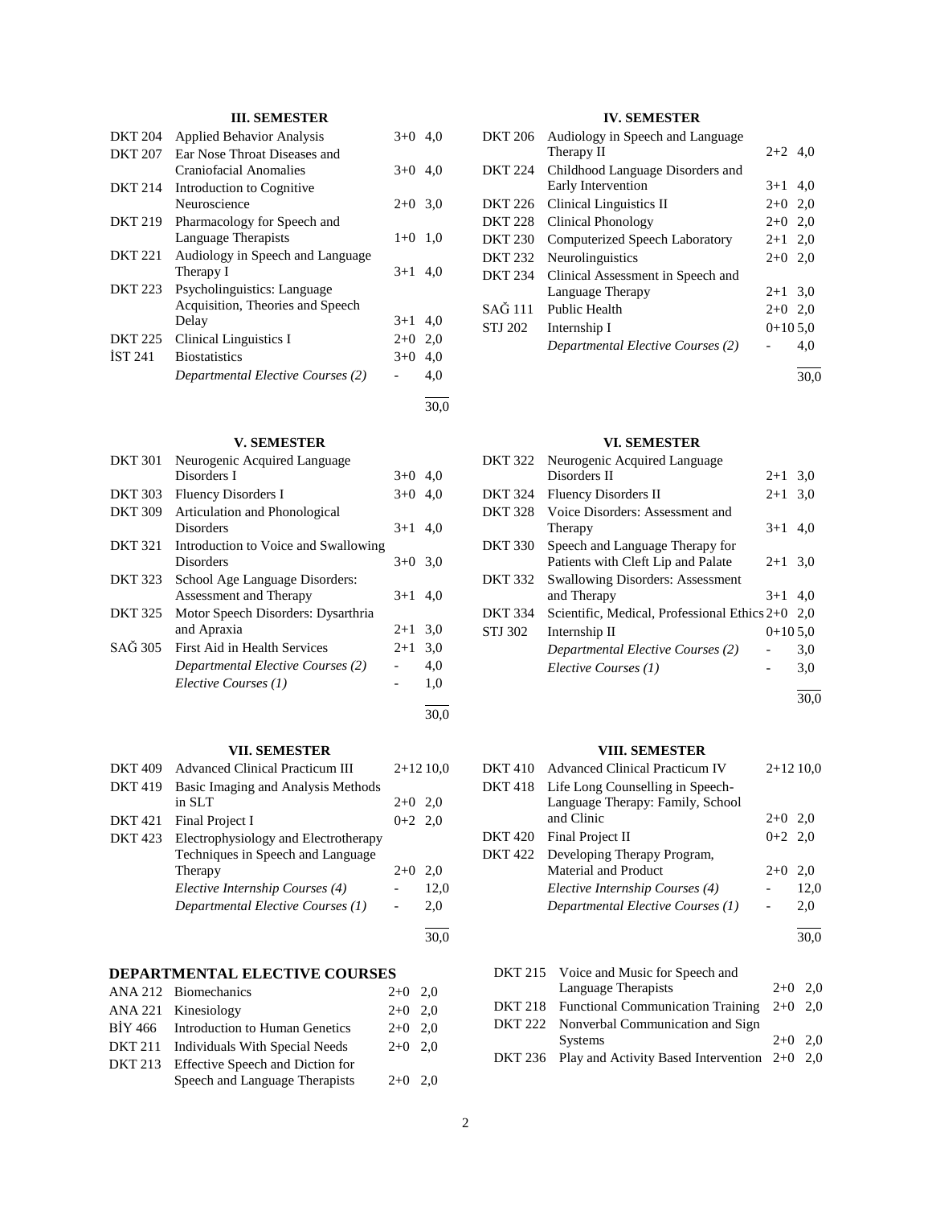### III. SEMESTER

| | | | |
|---|---|---|---|
| DKT 204 | Applied Behavior Analysis | 3+0 | 4,0 |
| DKT 207 | Ear Nose Throat Diseases and Craniofacial Anomalies | 3+0 | 4,0 |
| DKT 214 | Introduction to Cognitive Neuroscience | 2+0 | 3,0 |
| DKT 219 | Pharmacology for Speech and Language Therapists | 1+0 | 1,0 |
| DKT 221 | Audiology in Speech and Language Therapy I | 3+1 | 4,0 |
| DKT 223 | Psycholinguistics: Language Acquisition, Theories and Speech Delay | 3+1 | 4,0 |
| DKT 225 | Clinical Linguistics I | 2+0 | 2,0 |
| İST 241 | Biostatistics | 3+0 | 4,0 |
| | *Departmental Elective Courses (2)* | - | 4,0 |
| | | | 30,0 |

### IV. SEMESTER

| | | | |
|---|---|---|---|
| DKT 206 | Audiology in Speech and Language Therapy II | 2+2 | 4,0 |
| DKT 224 | Childhood Language Disorders and Early Intervention | 3+1 | 4,0 |
| DKT 226 | Clinical Linguistics II | 2+0 | 2,0 |
| DKT 228 | Clinical Phonology | 2+0 | 2,0 |
| DKT 230 | Computerized Speech Laboratory | 2+1 | 2,0 |
| DKT 232 | Neurolinguistics | 2+0 | 2,0 |
| DKT 234 | Clinical Assessment in Speech and Language Therapy | 2+1 | 3,0 |
| SAĞ 111 | Public Health | 2+0 | 2,0 |
| STJ 202 | Internship I | 0+10 | 5,0 |
| | *Departmental Elective Courses (2)* | - | 4,0 |
| | | | 30,0 |

### V. SEMESTER

| | | | |
|---|---|---|---|
| DKT 301 | Neurogenic Acquired Language Disorders I | 3+0 | 4,0 |
| DKT 303 | Fluency Disorders I | 3+0 | 4,0 |
| DKT 309 | Articulation and Phonological Disorders | 3+1 | 4,0 |
| DKT 321 | Introduction to Voice and Swallowing Disorders | 3+0 | 3,0 |
| DKT 323 | School Age Language Disorders: Assessment and Therapy | 3+1 | 4,0 |
| DKT 325 | Motor Speech Disorders: Dysarthria and Apraxia | 2+1 | 3,0 |
| SAĞ 305 | First Aid in Health Services | 2+1 | 3,0 |
| | *Departmental Elective Courses (2)* | - | 4,0 |
| | *Elective Courses (1)* | - | 1,0 |
| | | | 30,0 |

### VI. SEMESTER

| | | | |
|---|---|---|---|
| DKT 322 | Neurogenic Acquired Language Disorders II | 2+1 | 3,0 |
| DKT 324 | Fluency Disorders II | 2+1 | 3,0 |
| DKT 328 | Voice Disorders: Assessment and Therapy | 3+1 | 4,0 |
| DKT 330 | Speech and Language Therapy for Patients with Cleft Lip and Palate | 2+1 | 3,0 |
| DKT 332 | Swallowing Disorders: Assessment and Therapy | 3+1 | 4,0 |
| DKT 334 | Scientific, Medical, Professional Ethics | 2+0 | 2,0 |
| STJ 302 | Internship II | 0+10 | 5,0 |
| | *Departmental Elective Courses (2)* | - | 3,0 |
| | *Elective Courses (1)* | - | 3,0 |
| | | | 30,0 |

### VII. SEMESTER

| | | | |
|---|---|---|---|
| DKT 409 | Advanced Clinical Practicum III | 2+12 | 10,0 |
| DKT 419 | Basic Imaging and Analysis Methods in SLT | 2+0 | 2,0 |
| DKT 421 | Final Project I | 0+2 | 2,0 |
| DKT 423 | Electrophysiology and Electrotherapy Techniques in Speech and Language Therapy | 2+0 | 2,0 |
| | *Elective Internship Courses (4)* | - | 12,0 |
| | *Departmental Elective Courses (1)* | - | 2,0 |
| | | | 30,0 |

### VIII. SEMESTER

| | | | |
|---|---|---|---|
| DKT 410 | Advanced Clinical Practicum IV | 2+12 | 10,0 |
| DKT 418 | Life Long Counselling in Speech-Language Therapy: Family, School and Clinic | 2+0 | 2,0 |
| DKT 420 | Final Project II | 0+2 | 2,0 |
| DKT 422 | Developing Therapy Program, Material and Product | 2+0 | 2,0 |
| | *Elective Internship Courses (4)* | - | 12,0 |
| | *Departmental Elective Courses (1)* | - | 2,0 |
| | | | 30,0 |

## DEPARTMENTAL ELECTIVE COURSES

| | | | |
|---|---|---|---|
| ANA 212 | Biomechanics | 2+0 | 2,0 |
| ANA 221 | Kinesiology | 2+0 | 2,0 |
| BİY 466 | Introduction to Human Genetics | 2+0 | 2,0 |
| DKT 211 | Individuals With Special Needs | 2+0 | 2,0 |
| DKT 213 | Effective Speech and Diction for Speech and Language Therapists | 2+0 | 2,0 |
| DKT 215 | Voice and Music for Speech and Language Therapists | 2+0 | 2,0 |
| DKT 218 | Functional Communication Training | 2+0 | 2,0 |
| DKT 222 | Nonverbal Communication and Sign Systems | 2+0 | 2,0 |
| DKT 236 | Play and Activity Based Intervention | 2+0 | 2,0 |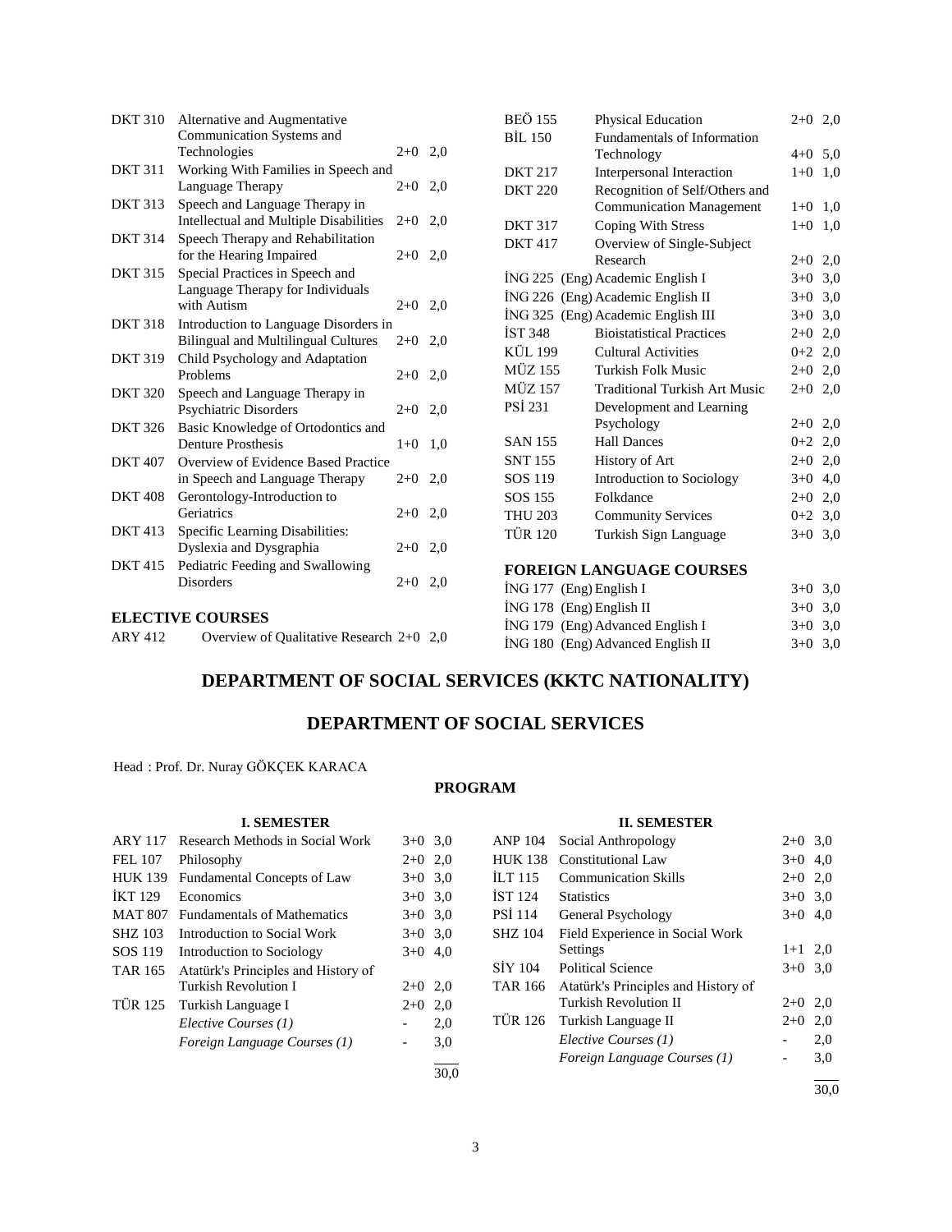| | | | |
|---|---|---|---|
| DKT 310 | Alternative and Augmentative Communication Systems and Technologies | 2+0 | 2,0 |
| DKT 311 | Working With Families in Speech and Language Therapy | 2+0 | 2,0 |
| DKT 313 | Speech and Language Therapy in Intellectual and Multiple Disabilities | 2+0 | 2,0 |
| DKT 314 | Speech Therapy and Rehabilitation for the Hearing Impaired | 2+0 | 2,0 |
| DKT 315 | Special Practices in Speech and Language Therapy for Individuals with Autism | 2+0 | 2,0 |
| DKT 318 | Introduction to Language Disorders in Bilingual and Multilingual Cultures | 2+0 | 2,0 |
| DKT 319 | Child Psychology and Adaptation Problems | 2+0 | 2,0 |
| DKT 320 | Speech and Language Therapy in Psychiatric Disorders | 2+0 | 2,0 |
| DKT 326 | Basic Knowledge of Ortodontics and Denture Prosthesis | 1+0 | 1,0 |
| DKT 407 | Overview of Evidence Based Practice in Speech and Language Therapy | 2+0 | 2,0 |
| DKT 408 | Gerontology-Introduction to Geriatrics | 2+0 | 2,0 |
| DKT 413 | Specific Learning Disabilities: Dyslexia and Dysgraphia | 2+0 | 2,0 |
| DKT 415 | Pediatric Feeding and Swallowing Disorders | 2+0 | 2,0 |

**ELECTIVE COURSES**

| | | | |
|---|---|---|---|
| ARY 412 | Overview of Qualitative Research | 2+0 | 2,0 |
| BEÖ 155 | Physical Education | 2+0 | 2,0 |
| BİL 150 | Fundamentals of Information Technology | 4+0 | 5,0 |
| DKT 217 | Interpersonal Interaction | 1+0 | 1,0 |
| DKT 220 | Recognition of Self/Others and Communication Management | 1+0 | 1,0 |
| DKT 317 | Coping With Stress | 1+0 | 1,0 |
| DKT 417 | Overview of Single-Subject Research | 2+0 | 2,0 |
| İNG 225 | (Eng) Academic English I | 3+0 | 3,0 |
| İNG 226 | (Eng) Academic English II | 3+0 | 3,0 |
| İNG 325 | (Eng) Academic English III | 3+0 | 3,0 |
| İST 348 | Bioistatistical Practices | 2+0 | 2,0 |
| KÜL 199 | Cultural Activities | 0+2 | 2,0 |
| MÜZ 155 | Turkish Folk Music | 2+0 | 2,0 |
| MÜZ 157 | Traditional Turkish Art Music | 2+0 | 2,0 |
| PSİ 231 | Development and Learning Psychology | 2+0 | 2,0 |
| SAN 155 | Hall Dances | 0+2 | 2,0 |
| SNT 155 | History of Art | 2+0 | 2,0 |
| SOS 119 | Introduction to Sociology | 3+0 | 4,0 |
| SOS 155 | Folkdance | 2+0 | 2,0 |
| THU 203 | Community Services | 0+2 | 3,0 |
| TÜR 120 | Turkish Sign Language | 3+0 | 3,0 |

**FOREIGN LANGUAGE COURSES**

| | | | |
|---|---|---|---|
| İNG 177 | (Eng) English I | 3+0 | 3,0 |
| İNG 178 | (Eng) English II | 3+0 | 3,0 |
| İNG 179 | (Eng) Advanced English I | 3+0 | 3,0 |
| İNG 180 | (Eng) Advanced English II | 3+0 | 3,0 |

# DEPARTMENT OF SOCIAL SERVICES (KKTC NATIONALITY)

# DEPARTMENT OF SOCIAL SERVICES

Head : Prof. Dr. Nuray GÖKÇEK KARACA

## PROGRAM

**I. SEMESTER**

| | | | |
|---|---|---|---|
| ARY 117 | Research Methods in Social Work | 3+0 | 3,0 |
| FEL 107 | Philosophy | 2+0 | 2,0 |
| HUK 139 | Fundamental Concepts of Law | 3+0 | 3,0 |
| İKT 129 | Economics | 3+0 | 3,0 |
| MAT 807 | Fundamentals of Mathematics | 3+0 | 3,0 |
| SHZ 103 | Introduction to Social Work | 3+0 | 3,0 |
| SOS 119 | Introduction to Sociology | 3+0 | 4,0 |
| TAR 165 | Atatürk's Principles and History of Turkish Revolution I | 2+0 | 2,0 |
| TÜR 125 | Turkish Language I | 2+0 | 2,0 |
| | *Elective Courses (1)* | - | 2,0 |
| | *Foreign Language Courses (1)* | - | 3,0 |
| | | | 30,0 |

**II. SEMESTER**

| | | | |
|---|---|---|---|
| ANP 104 | Social Anthropology | 2+0 | 3,0 |
| HUK 138 | Constitutional Law | 3+0 | 4,0 |
| İLT 115 | Communication Skills | 2+0 | 2,0 |
| İST 124 | Statistics | 3+0 | 3,0 |
| PSİ 114 | General Psychology | 3+0 | 4,0 |
| SHZ 104 | Field Experience in Social Work Settings | 1+1 | 2,0 |
| SİY 104 | Political Science | 3+0 | 3,0 |
| TAR 166 | Atatürk's Principles and History of Turkish Revolution II | 2+0 | 2,0 |
| TÜR 126 | Turkish Language II | 2+0 | 2,0 |
| | *Elective Courses (1)* | - | 2,0 |
| | *Foreign Language Courses (1)* | - | 3,0 |
| | | | 30,0 |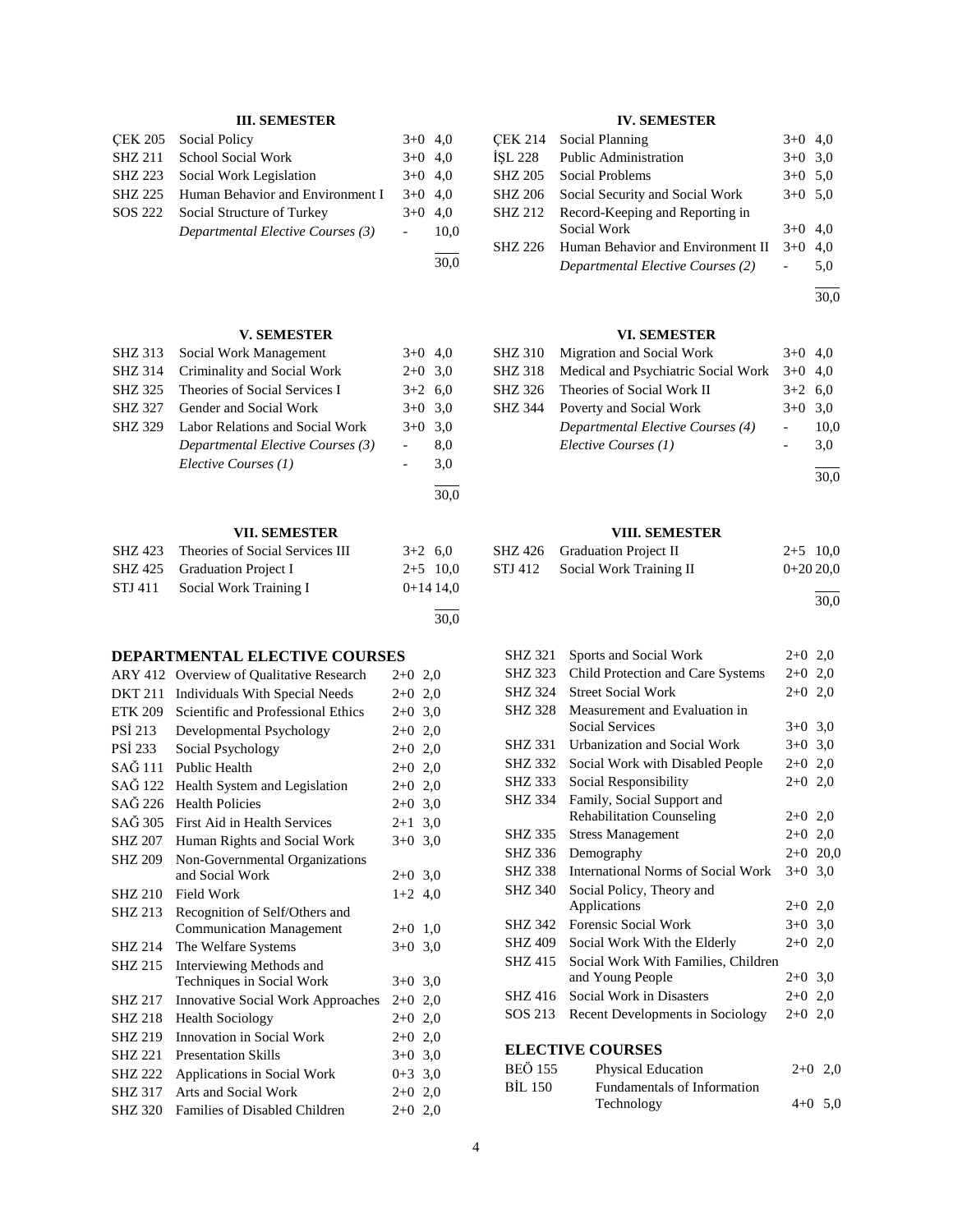### III. SEMESTER

| | | | |
|---|---|---|---|
| ÇEK 205 | Social Policy | 3+0 | 4,0 |
| SHZ 211 | School Social Work | 3+0 | 4,0 |
| SHZ 223 | Social Work Legislation | 3+0 | 4,0 |
| SHZ 225 | Human Behavior and Environment I | 3+0 | 4,0 |
| SOS 222 | Social Structure of Turkey | 3+0 | 4,0 |
| | *Departmental Elective Courses (3)* | - | 10,0 |
| | | | 30,0 |

### IV. SEMESTER

| | | | |
|---|---|---|---|
| ÇEK 214 | Social Planning | 3+0 | 4,0 |
| İŞL 228 | Public Administration | 3+0 | 3,0 |
| SHZ 205 | Social Problems | 3+0 | 5,0 |
| SHZ 206 | Social Security and Social Work | 3+0 | 5,0 |
| SHZ 212 | Record-Keeping and Reporting in Social Work | 3+0 | 4,0 |
| SHZ 226 | Human Behavior and Environment II | 3+0 | 4,0 |
| | *Departmental Elective Courses (2)* | - | 5,0 |
| | | | 30,0 |

### V. SEMESTER

| | | | |
|---|---|---|---|
| SHZ 313 | Social Work Management | 3+0 | 4,0 |
| SHZ 314 | Criminality and Social Work | 2+0 | 3,0 |
| SHZ 325 | Theories of Social Services I | 3+2 | 6,0 |
| SHZ 327 | Gender and Social Work | 3+0 | 3,0 |
| SHZ 329 | Labor Relations and Social Work | 3+0 | 3,0 |
| | *Departmental Elective Courses (3)* | - | 8,0 |
| | *Elective Courses (1)* | - | 3,0 |
| | | | 30,0 |

### VI. SEMESTER

| | | | |
|---|---|---|---|
| SHZ 310 | Migration and Social Work | 3+0 | 4,0 |
| SHZ 318 | Medical and Psychiatric Social Work | 3+0 | 4,0 |
| SHZ 326 | Theories of Social Work II | 3+2 | 6,0 |
| SHZ 344 | Poverty and Social Work | 3+0 | 3,0 |
| | *Departmental Elective Courses (4)* | - | 10,0 |
| | *Elective Courses (1)* | - | 3,0 |
| | | | 30,0 |

### VII. SEMESTER

| | | | |
|---|---|---|---|
| SHZ 423 | Theories of Social Services III | 3+2 | 6,0 |
| SHZ 425 | Graduation Project I | 2+5 | 10,0 |
| STJ 411 | Social Work Training I | 0+14 | 14,0 |
| | | | 30,0 |

### VIII. SEMESTER

| | | | |
|---|---|---|---|
| SHZ 426 | Graduation Project II | 2+5 | 10,0 |
| STJ 412 | Social Work Training II | 0+20 | 20,0 |
| | | | 30,0 |

## DEPARTMENTAL ELECTIVE COURSES

| | | | |
|---|---|---|---|
| ARY 412 | Overview of Qualitative Research | 2+0 | 2,0 |
| DKT 211 | Individuals With Special Needs | 2+0 | 2,0 |
| ETK 209 | Scientific and Professional Ethics | 2+0 | 3,0 |
| PSİ 213 | Developmental Psychology | 2+0 | 2,0 |
| PSİ 233 | Social Psychology | 2+0 | 2,0 |
| SAĞ 111 | Public Health | 2+0 | 2,0 |
| SAĞ 122 | Health System and Legislation | 2+0 | 2,0 |
| SAĞ 226 | Health Policies | 2+0 | 3,0 |
| SAĞ 305 | First Aid in Health Services | 2+1 | 3,0 |
| SHZ 207 | Human Rights and Social Work | 3+0 | 3,0 |
| SHZ 209 | Non-Governmental Organizations and Social Work | 2+0 | 3,0 |
| SHZ 210 | Field Work | 1+2 | 4,0 |
| SHZ 213 | Recognition of Self/Others and Communication Management | 2+0 | 1,0 |
| SHZ 214 | The Welfare Systems | 3+0 | 3,0 |
| SHZ 215 | Interviewing Methods and Techniques in Social Work | 3+0 | 3,0 |
| SHZ 217 | Innovative Social Work Approaches | 2+0 | 2,0 |
| SHZ 218 | Health Sociology | 2+0 | 2,0 |
| SHZ 219 | Innovation in Social Work | 2+0 | 2,0 |
| SHZ 221 | Presentation Skills | 3+0 | 3,0 |
| SHZ 222 | Applications in Social Work | 0+3 | 3,0 |
| SHZ 317 | Arts and Social Work | 2+0 | 2,0 |
| SHZ 320 | Families of Disabled Children | 2+0 | 2,0 |
| SHZ 321 | Sports and Social Work | 2+0 | 2,0 |
| SHZ 323 | Child Protection and Care Systems | 2+0 | 2,0 |
| SHZ 324 | Street Social Work | 2+0 | 2,0 |
| SHZ 328 | Measurement and Evaluation in Social Services | 3+0 | 3,0 |
| SHZ 331 | Urbanization and Social Work | 3+0 | 3,0 |
| SHZ 332 | Social Work with Disabled People | 2+0 | 2,0 |
| SHZ 333 | Social Responsibility | 2+0 | 2,0 |
| SHZ 334 | Family, Social Support and Rehabilitation Counseling | 2+0 | 2,0 |
| SHZ 335 | Stress Management | 2+0 | 2,0 |
| SHZ 336 | Demography | 2+0 | 20,0 |
| SHZ 338 | International Norms of Social Work | 3+0 | 3,0 |
| SHZ 340 | Social Policy, Theory and Applications | 2+0 | 2,0 |
| SHZ 342 | Forensic Social Work | 3+0 | 3,0 |
| SHZ 409 | Social Work With the Elderly | 2+0 | 2,0 |
| SHZ 415 | Social Work With Families, Children and Young People | 2+0 | 3,0 |
| SHZ 416 | Social Work in Disasters | 2+0 | 2,0 |
| SOS 213 | Recent Developments in Sociology | 2+0 | 2,0 |

## ELECTIVE COURSES

| | | | |
|---|---|---|---|
| BEÖ 155 | Physical Education | 2+0 | 2,0 |
| BİL 150 | Fundamentals of Information Technology | 4+0 | 5,0 |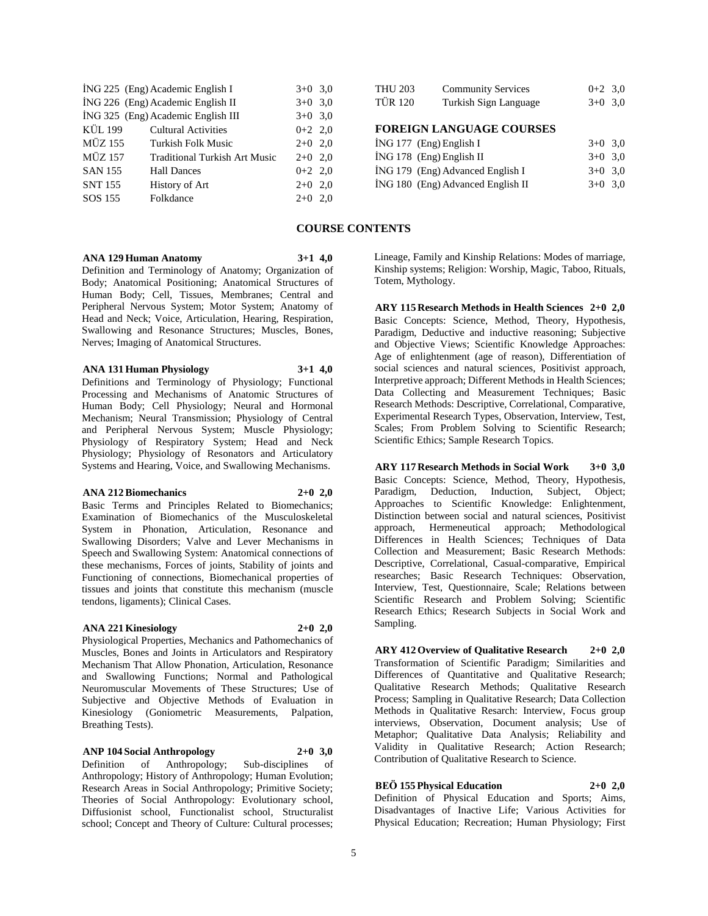| | | |
|---|---|---|
| İNG 225 | (Eng) Academic English I | 3+0 3,0 |
| İNG 226 | (Eng) Academic English II | 3+0 3,0 |
| İNG 325 | (Eng) Academic English III | 3+0 3,0 |
| KÜL 199 | Cultural Activities | 0+2 2,0 |
| MÜZ 155 | Turkish Folk Music | 2+0 2,0 |
| MÜZ 157 | Traditional Turkish Art Music | 2+0 2,0 |
| SAN 155 | Hall Dances | 0+2 2,0 |
| SNT 155 | History of Art | 2+0 2,0 |
| SOS 155 | Folkdance | 2+0 2,0 |
| THU 203 | Community Services | 0+2 3,0 |
| TÜR 120 | Turkish Sign Language | 3+0 3,0 |

**FOREIGN LANGUAGE COURSES**

| | | |
|---|---|---|
| İNG 177 | (Eng) English I | 3+0 3,0 |
| İNG 178 | (Eng) English II | 3+0 3,0 |
| İNG 179 | (Eng) Advanced English I | 3+0 3,0 |
| İNG 180 | (Eng) Advanced English II | 3+0 3,0 |

## COURSE CONTENTS

**ANA 129 Human Anatomy 3+1 4,0**
Definition and Terminology of Anatomy; Organization of Body; Anatomical Positioning; Anatomical Structures of Human Body; Cell, Tissues, Membranes; Central and Peripheral Nervous System; Motor System; Anatomy of Head and Neck; Voice, Articulation, Hearing, Respiration, Swallowing and Resonance Structures; Muscles, Bones, Nerves; Imaging of Anatomical Structures.

**ANA 131 Human Physiology 3+1 4,0**
Definitions and Terminology of Physiology; Functional Processing and Mechanisms of Anatomic Structures of Human Body; Cell Physiology; Neural and Hormonal Mechanism; Neural Transmission; Physiology of Central and Peripheral Nervous System; Muscle Physiology; Physiology of Respiratory System; Head and Neck Physiology; Physiology of Resonators and Articulatory Systems and Hearing, Voice, and Swallowing Mechanisms.

**ANA 212 Biomechanics 2+0 2,0**
Basic Terms and Principles Related to Biomechanics; Examination of Biomechanics of the Musculoskeletal System in Phonation, Articulation, Resonance and Swallowing Disorders; Valve and Lever Mechanisms in Speech and Swallowing System: Anatomical connections of these mechanisms, Forces of joints, Stability of joints and Functioning of connections, Biomechanical properties of tissues and joints that constitute this mechanism (muscle tendons, ligaments); Clinical Cases.

**ANA 221 Kinesiology 2+0 2,0**
Physiological Properties, Mechanics and Pathomechanics of Muscles, Bones and Joints in Articulators and Respiratory Mechanism That Allow Phonation, Articulation, Resonance and Swallowing Functions; Normal and Pathological Neuromuscular Movements of These Structures; Use of Subjective and Objective Methods of Evaluation in Kinesiology (Goniometric Measurements, Palpation, Breathing Tests).

**ANP 104 Social Anthropology 2+0 3,0**
Definition of Anthropology; Sub-disciplines of Anthropology; History of Anthropology; Human Evolution; Research Areas in Social Anthropology; Primitive Society; Theories of Social Anthropology: Evolutionary school, Diffusionist school, Functionalist school, Structuralist school; Concept and Theory of Culture: Cultural processes; Lineage, Family and Kinship Relations: Modes of marriage, Kinship systems; Religion: Worship, Magic, Taboo, Rituals, Totem, Mythology.

**ARY 115 Research Methods in Health Sciences 2+0 2,0**
Basic Concepts: Science, Method, Theory, Hypothesis, Paradigm, Deductive and inductive reasoning; Subjective and Objective Views; Scientific Knowledge Approaches: Age of enlightenment (age of reason), Differentiation of social sciences and natural sciences, Positivist approach, Interpretive approach; Different Methods in Health Sciences; Data Collecting and Measurement Techniques; Basic Research Methods: Descriptive, Correlational, Comparative, Experimental Research Types, Observation, Interview, Test, Scales; From Problem Solving to Scientific Research; Scientific Ethics; Sample Research Topics.

**ARY 117 Research Methods in Social Work 3+0 3,0**
Basic Concepts: Science, Method, Theory, Hypothesis, Paradigm, Deduction, Induction, Subject, Object; Approaches to Scientific Knowledge: Enlightenment, Distinction between social and natural sciences, Positivist approach, Hermeneutical approach; Methodological Differences in Health Sciences; Techniques of Data Collection and Measurement; Basic Research Methods: Descriptive, Correlational, Casual-comparative, Empirical researches; Basic Research Techniques: Observation, Interview, Test, Questionnaire, Scale; Relations between Scientific Research and Problem Solving; Scientific Research Ethics; Research Subjects in Social Work and Sampling.

**ARY 412 Overview of Qualitative Research 2+0 2,0**
Transformation of Scientific Paradigm; Similarities and Differences of Quantitative and Qualitative Research; Qualitative Research Methods; Qualitative Research Process; Sampling in Qualitative Research; Data Collection Methods in Qualitative Resarch: Interview, Focus group interviews, Observation, Document analysis; Use of Metaphor; Qualitative Data Analysis; Reliability and Validity in Qualitative Research; Action Research; Contribution of Qualitative Research to Science.

**BEÖ 155 Physical Education 2+0 2,0**
Definition of Physical Education and Sports; Aims, Disadvantages of Inactive Life; Various Activities for Physical Education; Recreation; Human Physiology; First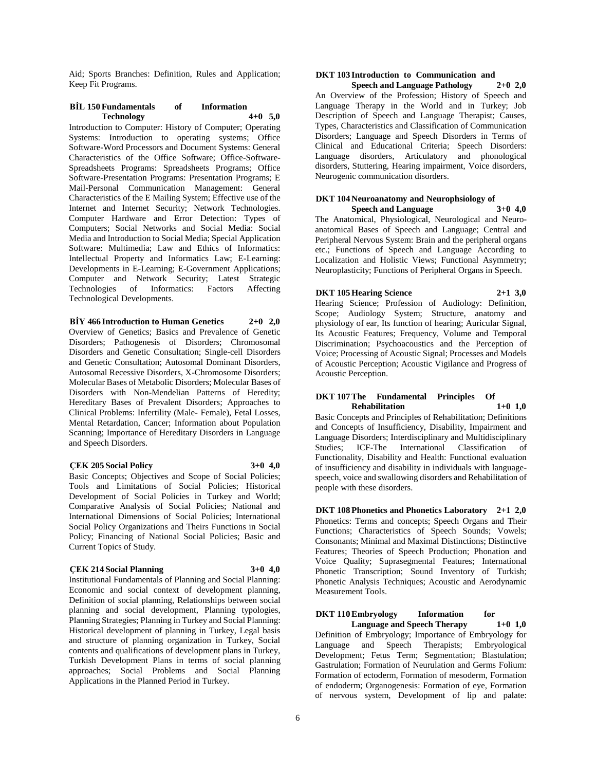Aid; Sports Branches: Definition, Rules and Application; Keep Fit Programs.

**BİL 150 Fundamentals of Information Technology 4+0 5,0**

Introduction to Computer: History of Computer; Operating Systems: Introduction to operating systems; Office Software-Word Processors and Document Systems: General Characteristics of the Office Software; Office-Software-Spreadsheets Programs: Spreadsheets Programs; Office Software-Presentation Programs: Presentation Programs; E Mail-Personal Communication Management: General Characteristics of the E Mailing System; Effective use of the Internet and Internet Security; Network Technologies. Computer Hardware and Error Detection: Types of Computers; Social Networks and Social Media: Social Media and Introduction to Social Media; Special Application Software: Multimedia; Law and Ethics of Informatics: Intellectual Property and Informatics Law; E-Learning: Developments in E-Learning; E-Government Applications; Computer and Network Security; Latest Strategic Technologies of Informatics: Factors Affecting Technological Developments.

**BİY 466 Introduction to Human Genetics 2+0 2,0**

Overview of Genetics; Basics and Prevalence of Genetic Disorders; Pathogenesis of Disorders; Chromosomal Disorders and Genetic Consultation; Single-cell Disorders and Genetic Consultation; Autosomal Dominant Disorders, Autosomal Recessive Disorders, X-Chromosome Disorders; Molecular Bases of Metabolic Disorders; Molecular Bases of Disorders with Non-Mendelian Patterns of Heredity; Hereditary Bases of Prevalent Disorders; Approaches to Clinical Problems: Infertility (Male- Female), Fetal Losses, Mental Retardation, Cancer; Information about Population Scanning; Importance of Hereditary Disorders in Language and Speech Disorders.

**ÇEK 205 Social Policy 3+0 4,0**

Basic Concepts; Objectives and Scope of Social Policies; Tools and Limitations of Social Policies; Historical Development of Social Policies in Turkey and World; Comparative Analysis of Social Policies; National and International Dimensions of Social Policies; International Social Policy Organizations and Theirs Functions in Social Policy; Financing of National Social Policies; Basic and Current Topics of Study.

**ÇEK 214 Social Planning 3+0 4,0**

Institutional Fundamentals of Planning and Social Planning: Economic and social context of development planning, Definition of social planning, Relationships between social planning and social development, Planning typologies, Planning Strategies; Planning in Turkey and Social Planning: Historical development of planning in Turkey, Legal basis and structure of planning organization in Turkey, Social contents and qualifications of development plans in Turkey, Turkish Development Plans in terms of social planning approaches; Social Problems and Social Planning Applications in the Planned Period in Turkey.

**DKT 103 Introduction to Communication and Speech and Language Pathology 2+0 2,0**

An Overview of the Profession; History of Speech and Language Therapy in the World and in Turkey; Job Description of Speech and Language Therapist; Causes, Types, Characteristics and Classification of Communication Disorders; Language and Speech Disorders in Terms of Clinical and Educational Criteria; Speech Disorders: Language disorders, Articulatory and phonological disorders, Stuttering, Hearing impairment, Voice disorders, Neurogenic communication disorders.

**DKT 104 Neuroanatomy and Neurophsiology of Speech and Language 3+0 4,0**

The Anatomical, Physiological, Neurological and Neuro-anatomical Bases of Speech and Language; Central and Peripheral Nervous System: Brain and the peripheral organs etc.; Functions of Speech and Language According to Localization and Holistic Views; Functional Asymmetry; Neuroplasticity; Functions of Peripheral Organs in Speech.

**DKT 105 Hearing Science 2+1 3,0**

Hearing Science; Profession of Audiology: Definition, Scope; Audiology System; Structure, anatomy and physiology of ear, Its function of hearing; Auricular Signal, Its Acoustic Features; Frequency, Volume and Temporal Discrimination; Psychoacoustics and the Perception of Voice; Processing of Acoustic Signal; Processes and Models of Acoustic Perception; Acoustic Vigilance and Progress of Acoustic Perception.

**DKT 107 The Fundamental Principles Of Rehabilitation 1+0 1,0**

Basic Concepts and Principles of Rehabilitation; Definitions and Concepts of Insufficiency, Disability, Impairment and Language Disorders; Interdisciplinary and Multidisciplinary Studies; ICF-The International Classification of Functionality, Disability and Health: Functional evaluation of insufficiency and disability in individuals with language-speech, voice and swallowing disorders and Rehabilitation of people with these disorders.

**DKT 108 Phonetics and Phonetics Laboratory 2+1 2,0**

Phonetics: Terms and concepts; Speech Organs and Their Functions; Characteristics of Speech Sounds; Vowels; Consonants; Minimal and Maximal Distinctions; Distinctive Features; Theories of Speech Production; Phonation and Voice Quality; Suprasegmental Features; International Phonetic Transcription; Sound Inventory of Turkish; Phonetic Analysis Techniques; Acoustic and Aerodynamic Measurement Tools.

**DKT 110 Embryology Information for Language and Speech Therapy 1+0 1,0**

Definition of Embryology; Importance of Embryology for Language and Speech Therapists; Embryological Development; Fetus Term; Segmentation; Blastulation; Gastrulation; Formation of Neurulation and Germs Folium: Formation of ectoderm, Formation of mesoderm, Formation of endoderm; Organogenesis: Formation of eye, Formation of nervous system, Development of lip and palate: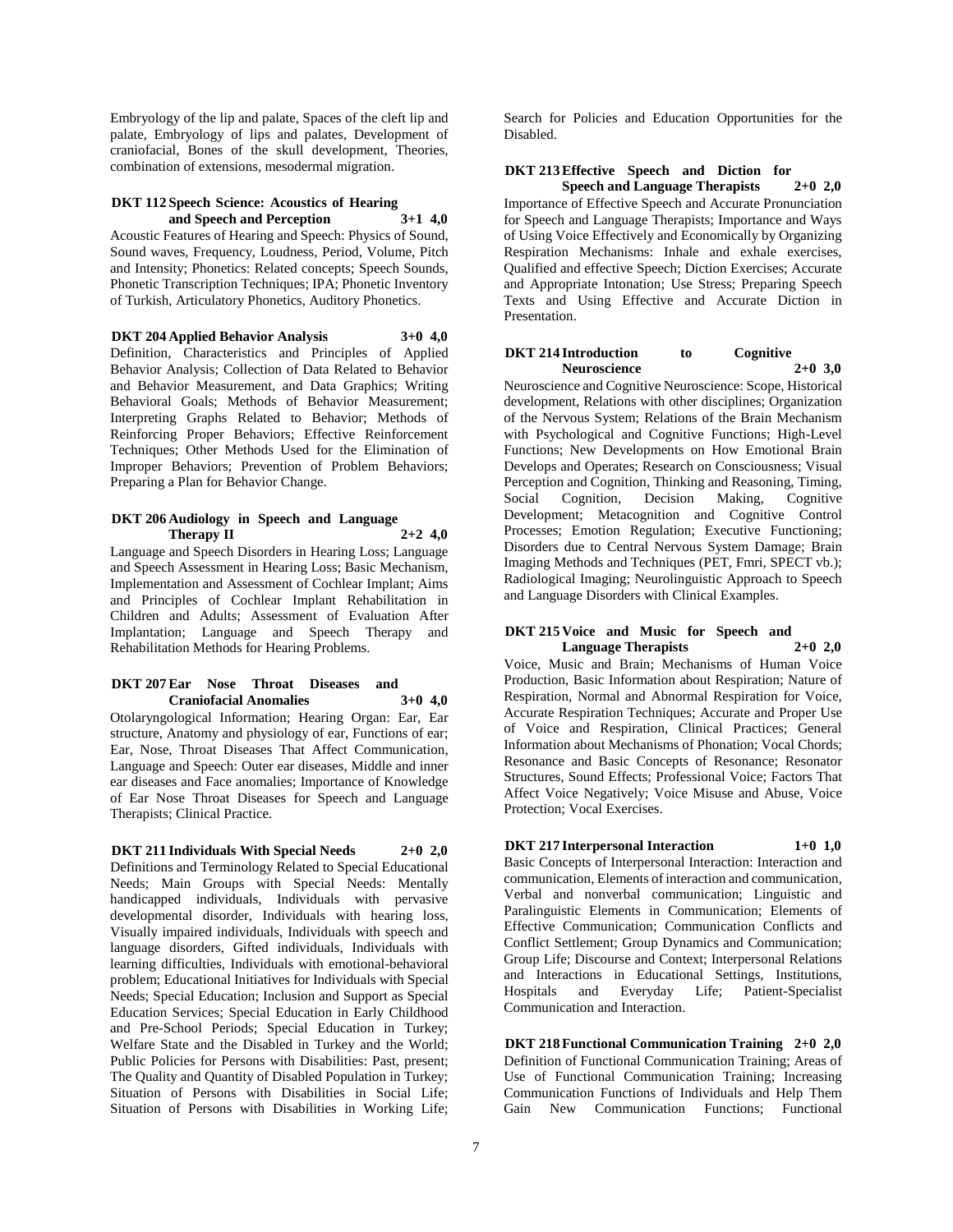Embryology of the lip and palate, Spaces of the cleft lip and palate, Embryology of lips and palates, Development of craniofacial, Bones of the skull development, Theories, combination of extensions, mesodermal migration.

**DKT 112 Speech Science: Acoustics of Hearing and Speech and Perception 3+1 4,0**

Acoustic Features of Hearing and Speech: Physics of Sound, Sound waves, Frequency, Loudness, Period, Volume, Pitch and Intensity; Phonetics: Related concepts; Speech Sounds, Phonetic Transcription Techniques; IPA; Phonetic Inventory of Turkish, Articulatory Phonetics, Auditory Phonetics.

**DKT 204 Applied Behavior Analysis 3+0 4,0**

Definition, Characteristics and Principles of Applied Behavior Analysis; Collection of Data Related to Behavior and Behavior Measurement, and Data Graphics; Writing Behavioral Goals; Methods of Behavior Measurement; Interpreting Graphs Related to Behavior; Methods of Reinforcing Proper Behaviors; Effective Reinforcement Techniques; Other Methods Used for the Elimination of Improper Behaviors; Prevention of Problem Behaviors; Preparing a Plan for Behavior Change.

**DKT 206 Audiology in Speech and Language Therapy II 2+2 4,0**

Language and Speech Disorders in Hearing Loss; Language and Speech Assessment in Hearing Loss; Basic Mechanism, Implementation and Assessment of Cochlear Implant; Aims and Principles of Cochlear Implant Rehabilitation in Children and Adults; Assessment of Evaluation After Implantation; Language and Speech Therapy and Rehabilitation Methods for Hearing Problems.

**DKT 207 Ear Nose Throat Diseases and Craniofacial Anomalies 3+0 4,0**

Otolaryngological Information; Hearing Organ: Ear, Ear structure, Anatomy and physiology of ear, Functions of ear; Ear, Nose, Throat Diseases That Affect Communication, Language and Speech: Outer ear diseases, Middle and inner ear diseases and Face anomalies; Importance of Knowledge of Ear Nose Throat Diseases for Speech and Language Therapists; Clinical Practice.

**DKT 211 Individuals With Special Needs 2+0 2,0**

Definitions and Terminology Related to Special Educational Needs; Main Groups with Special Needs: Mentally handicapped individuals, Individuals with pervasive developmental disorder, Individuals with hearing loss, Visually impaired individuals, Individuals with speech and language disorders, Gifted individuals, Individuals with learning difficulties, Individuals with emotional-behavioral problem; Educational Initiatives for Individuals with Special Needs; Special Education; Inclusion and Support as Special Education Services; Special Education in Early Childhood and Pre-School Periods; Special Education in Turkey; Welfare State and the Disabled in Turkey and the World; Public Policies for Persons with Disabilities: Past, present; The Quality and Quantity of Disabled Population in Turkey; Situation of Persons with Disabilities in Social Life; Situation of Persons with Disabilities in Working Life; Search for Policies and Education Opportunities for the Disabled.

**DKT 213 Effective Speech and Diction for Speech and Language Therapists 2+0 2,0**

Importance of Effective Speech and Accurate Pronunciation for Speech and Language Therapists; Importance and Ways of Using Voice Effectively and Economically by Organizing Respiration Mechanisms: Inhale and exhale exercises, Qualified and effective Speech; Diction Exercises; Accurate and Appropriate Intonation; Use Stress; Preparing Speech Texts and Using Effective and Accurate Diction in Presentation.

**DKT 214 Introduction to Cognitive Neuroscience 2+0 3,0**

Neuroscience and Cognitive Neuroscience: Scope, Historical development, Relations with other disciplines; Organization of the Nervous System; Relations of the Brain Mechanism with Psychological and Cognitive Functions; High-Level Functions; New Developments on How Emotional Brain Develops and Operates; Research on Consciousness; Visual Perception and Cognition, Thinking and Reasoning, Timing, Social Cognition, Decision Making, Cognitive Development; Metacognition and Cognitive Control Processes; Emotion Regulation; Executive Functioning; Disorders due to Central Nervous System Damage; Brain Imaging Methods and Techniques (PET, Fmri, SPECT vb.); Radiological Imaging; Neurolinguistic Approach to Speech and Language Disorders with Clinical Examples.

**DKT 215 Voice and Music for Speech and Language Therapists 2+0 2,0**

Voice, Music and Brain; Mechanisms of Human Voice Production, Basic Information about Respiration; Nature of Respiration, Normal and Abnormal Respiration for Voice, Accurate Respiration Techniques; Accurate and Proper Use of Voice and Respiration, Clinical Practices; General Information about Mechanisms of Phonation; Vocal Chords; Resonance and Basic Concepts of Resonance; Resonator Structures, Sound Effects; Professional Voice; Factors That Affect Voice Negatively; Voice Misuse and Abuse, Voice Protection; Vocal Exercises.

**DKT 217 Interpersonal Interaction 1+0 1,0**

Basic Concepts of Interpersonal Interaction: Interaction and communication, Elements of interaction and communication, Verbal and nonverbal communication; Linguistic and Paralinguistic Elements in Communication; Elements of Effective Communication; Communication Conflicts and Conflict Settlement; Group Dynamics and Communication; Group Life; Discourse and Context; Interpersonal Relations and Interactions in Educational Settings, Institutions, Hospitals and Everyday Life; Patient-Specialist Communication and Interaction.

**DKT 218 Functional Communication Training 2+0 2,0**

Definition of Functional Communication Training; Areas of Use of Functional Communication Training; Increasing Communication Functions of Individuals and Help Them Gain New Communication Functions; Functional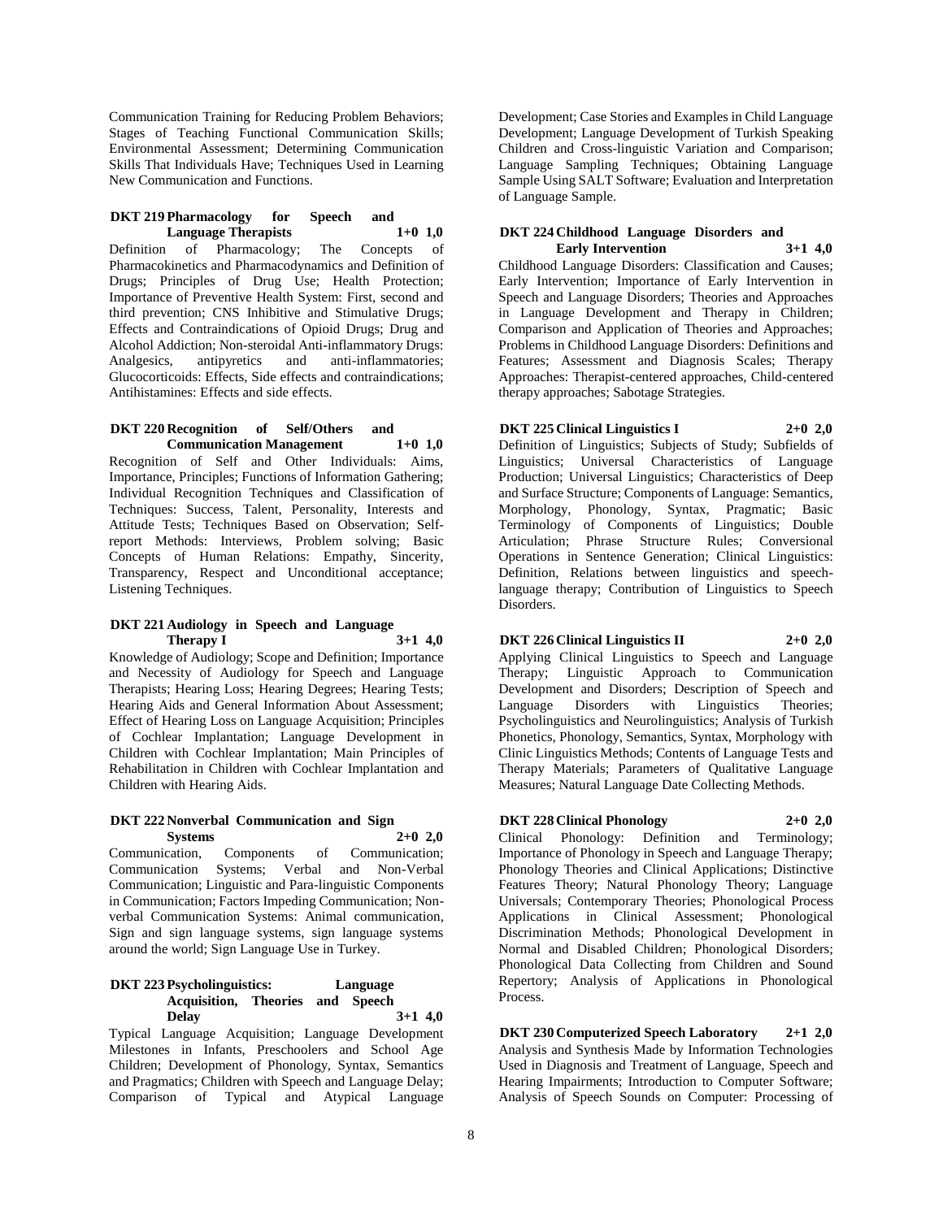Communication Training for Reducing Problem Behaviors; Stages of Teaching Functional Communication Skills; Environmental Assessment; Determining Communication Skills That Individuals Have; Techniques Used in Learning New Communication and Functions.

**DKT 219 Pharmacology for Speech and Language Therapists 1+0 1,0**

Definition of Pharmacology; The Concepts of Pharmacokinetics and Pharmacodynamics and Definition of Drugs; Principles of Drug Use; Health Protection; Importance of Preventive Health System: First, second and third prevention; CNS Inhibitive and Stimulative Drugs; Effects and Contraindications of Opioid Drugs; Drug and Alcohol Addiction; Non-steroidal Anti-inflammatory Drugs: Analgesics, antipyretics and anti-inflammatories; Glucocorticoids: Effects, Side effects and contraindications; Antihistamines: Effects and side effects.

**DKT 220 Recognition of Self/Others and Communication Management 1+0 1,0**

Recognition of Self and Other Individuals: Aims, Importance, Principles; Functions of Information Gathering; Individual Recognition Techniques and Classification of Techniques: Success, Talent, Personality, Interests and Attitude Tests; Techniques Based on Observation; Self-report Methods: Interviews, Problem solving; Basic Concepts of Human Relations: Empathy, Sincerity, Transparency, Respect and Unconditional acceptance; Listening Techniques.

**DKT 221 Audiology in Speech and Language Therapy I 3+1 4,0**

Knowledge of Audiology; Scope and Definition; Importance and Necessity of Audiology for Speech and Language Therapists; Hearing Loss; Hearing Degrees; Hearing Tests; Hearing Aids and General Information About Assessment; Effect of Hearing Loss on Language Acquisition; Principles of Cochlear Implantation; Language Development in Children with Cochlear Implantation; Main Principles of Rehabilitation in Children with Cochlear Implantation and Children with Hearing Aids.

**DKT 222 Nonverbal Communication and Sign Systems 2+0 2,0**

Communication, Components of Communication; Communication Systems; Verbal and Non-Verbal Communication; Linguistic and Para-linguistic Components in Communication; Factors Impeding Communication; Non-verbal Communication Systems: Animal communication, Sign and sign language systems, sign language systems around the world; Sign Language Use in Turkey.

**DKT 223 Psycholinguistics: Language Acquisition, Theories and Speech Delay 3+1 4,0**

Typical Language Acquisition; Language Development Milestones in Infants, Preschoolers and School Age Children; Development of Phonology, Syntax, Semantics and Pragmatics; Children with Speech and Language Delay; Comparison of Typical and Atypical Language Development; Case Stories and Examples in Child Language Development; Language Development of Turkish Speaking Children and Cross-linguistic Variation and Comparison; Language Sampling Techniques; Obtaining Language Sample Using SALT Software; Evaluation and Interpretation of Language Sample.

**DKT 224 Childhood Language Disorders and Early Intervention 3+1 4,0**

Childhood Language Disorders: Classification and Causes; Early Intervention; Importance of Early Intervention in Speech and Language Disorders; Theories and Approaches in Language Development and Therapy in Children; Comparison and Application of Theories and Approaches; Problems in Childhood Language Disorders: Definitions and Features; Assessment and Diagnosis Scales; Therapy Approaches: Therapist-centered approaches, Child-centered therapy approaches; Sabotage Strategies.

**DKT 225 Clinical Linguistics I 2+0 2,0**

Definition of Linguistics; Subjects of Study; Subfields of Linguistics; Universal Characteristics of Language Production; Universal Linguistics; Characteristics of Deep and Surface Structure; Components of Language: Semantics, Morphology, Phonology, Syntax, Pragmatic; Basic Terminology of Components of Linguistics; Double Articulation; Phrase Structure Rules; Conversional Operations in Sentence Generation; Clinical Linguistics: Definition, Relations between linguistics and speech-language therapy; Contribution of Linguistics to Speech Disorders.

**DKT 226 Clinical Linguistics II 2+0 2,0**

Applying Clinical Linguistics to Speech and Language Therapy; Linguistic Approach to Communication Development and Disorders; Description of Speech and Language Disorders with Linguistics Theories; Psycholinguistics and Neurolinguistics; Analysis of Turkish Phonetics, Phonology, Semantics, Syntax, Morphology with Clinic Linguistics Methods; Contents of Language Tests and Therapy Materials; Parameters of Qualitative Language Measures; Natural Language Date Collecting Methods.

**DKT 228 Clinical Phonology 2+0 2,0**

Clinical Phonology: Definition and Terminology; Importance of Phonology in Speech and Language Therapy; Phonology Theories and Clinical Applications; Distinctive Features Theory; Natural Phonology Theory; Language Universals; Contemporary Theories; Phonological Process Applications in Clinical Assessment; Phonological Discrimination Methods; Phonological Development in Normal and Disabled Children; Phonological Disorders; Phonological Data Collecting from Children and Sound Repertory; Analysis of Applications in Phonological Process.

**DKT 230 Computerized Speech Laboratory 2+1 2,0**

Analysis and Synthesis Made by Information Technologies Used in Diagnosis and Treatment of Language, Speech and Hearing Impairments; Introduction to Computer Software; Analysis of Speech Sounds on Computer: Processing of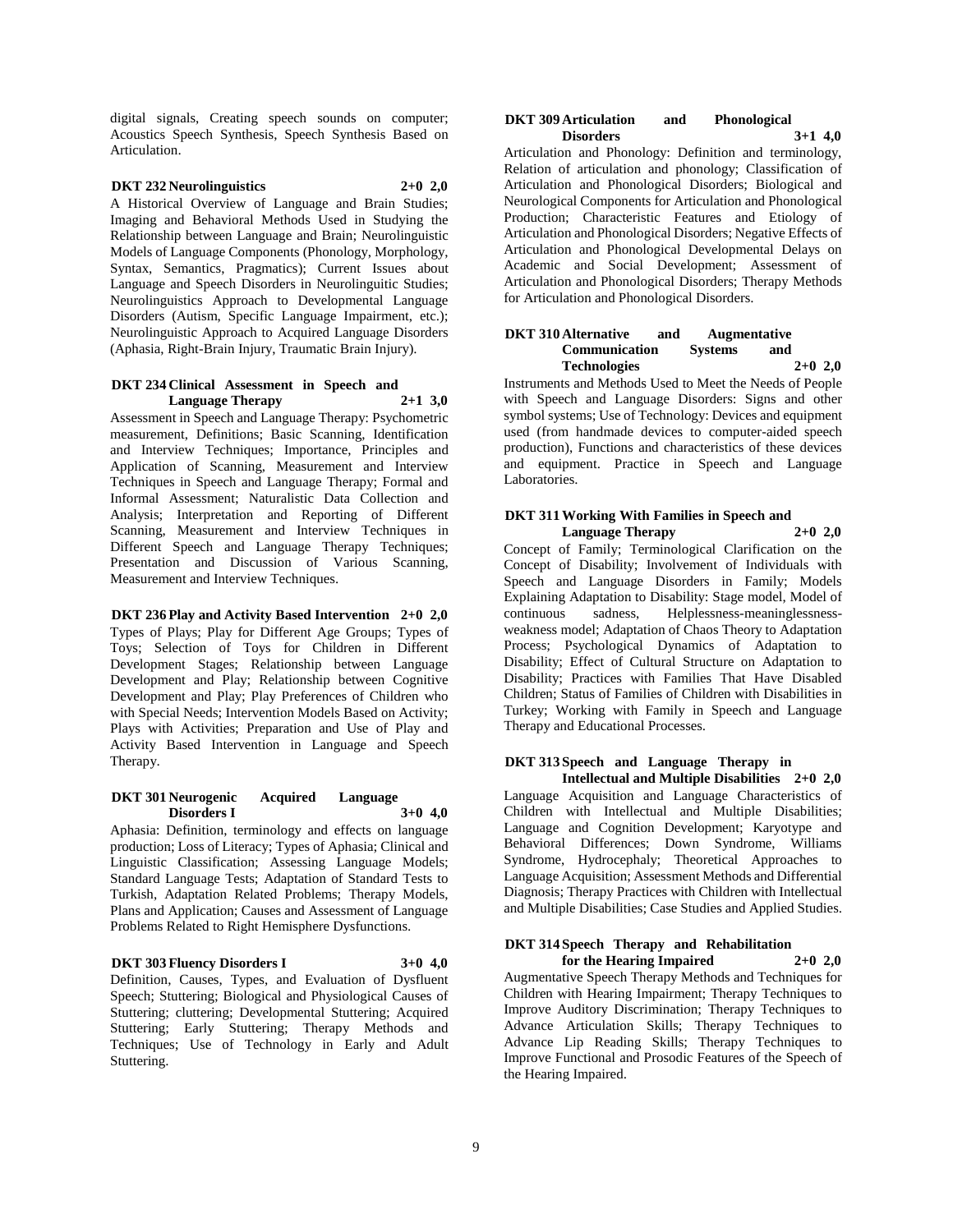digital signals, Creating speech sounds on computer; Acoustics Speech Synthesis, Speech Synthesis Based on Articulation.

**DKT 232 Neurolinguistics 2+0 2,0**

A Historical Overview of Language and Brain Studies; Imaging and Behavioral Methods Used in Studying the Relationship between Language and Brain; Neurolinguistic Models of Language Components (Phonology, Morphology, Syntax, Semantics, Pragmatics); Current Issues about Language and Speech Disorders in Neurolinguitic Studies; Neurolinguistics Approach to Developmental Language Disorders (Autism, Specific Language Impairment, etc.); Neurolinguistic Approach to Acquired Language Disorders (Aphasia, Right-Brain Injury, Traumatic Brain Injury).

**DKT 234 Clinical Assessment in Speech and Language Therapy 2+1 3,0**

Assessment in Speech and Language Therapy: Psychometric measurement, Definitions; Basic Scanning, Identification and Interview Techniques; Importance, Principles and Application of Scanning, Measurement and Interview Techniques in Speech and Language Therapy; Formal and Informal Assessment; Naturalistic Data Collection and Analysis; Interpretation and Reporting of Different Scanning, Measurement and Interview Techniques in Different Speech and Language Therapy Techniques; Presentation and Discussion of Various Scanning, Measurement and Interview Techniques.

**DKT 236 Play and Activity Based Intervention 2+0 2,0**

Types of Plays; Play for Different Age Groups; Types of Toys; Selection of Toys for Children in Different Development Stages; Relationship between Language Development and Play; Relationship between Cognitive Development and Play; Play Preferences of Children who with Special Needs; Intervention Models Based on Activity; Plays with Activities; Preparation and Use of Play and Activity Based Intervention in Language and Speech Therapy.

**DKT 301 Neurogenic Acquired Language Disorders I 3+0 4,0**

Aphasia: Definition, terminology and effects on language production; Loss of Literacy; Types of Aphasia; Clinical and Linguistic Classification; Assessing Language Models; Standard Language Tests; Adaptation of Standard Tests to Turkish, Adaptation Related Problems; Therapy Models, Plans and Application; Causes and Assessment of Language Problems Related to Right Hemisphere Dysfunctions.

**DKT 303 Fluency Disorders I 3+0 4,0**

Definition, Causes, Types, and Evaluation of Dysfluent Speech; Stuttering; Biological and Physiological Causes of Stuttering; cluttering; Developmental Stuttering; Acquired Stuttering; Early Stuttering; Therapy Methods and Techniques; Use of Technology in Early and Adult Stuttering.

**DKT 309 Articulation and Phonological Disorders 3+1 4,0**

Articulation and Phonology: Definition and terminology, Relation of articulation and phonology; Classification of Articulation and Phonological Disorders; Biological and Neurological Components for Articulation and Phonological Production; Characteristic Features and Etiology of Articulation and Phonological Disorders; Negative Effects of Articulation and Phonological Developmental Delays on Academic and Social Development; Assessment of Articulation and Phonological Disorders; Therapy Methods for Articulation and Phonological Disorders.

**DKT 310 Alternative and Augmentative Communication Systems and Technologies 2+0 2,0**

Instruments and Methods Used to Meet the Needs of People with Speech and Language Disorders: Signs and other symbol systems; Use of Technology: Devices and equipment used (from handmade devices to computer-aided speech production), Functions and characteristics of these devices and equipment. Practice in Speech and Language Laboratories.

**DKT 311 Working With Families in Speech and Language Therapy 2+0 2,0**

Concept of Family; Terminological Clarification on the Concept of Disability; Involvement of Individuals with Speech and Language Disorders in Family; Models Explaining Adaptation to Disability: Stage model, Model of continuous sadness, Helplessness-meaninglessness-weakness model; Adaptation of Chaos Theory to Adaptation Process; Psychological Dynamics of Adaptation to Disability; Effect of Cultural Structure on Adaptation to Disability; Practices with Families That Have Disabled Children; Status of Families of Children with Disabilities in Turkey; Working with Family in Speech and Language Therapy and Educational Processes.

**DKT 313 Speech and Language Therapy in Intellectual and Multiple Disabilities 2+0 2,0**

Language Acquisition and Language Characteristics of Children with Intellectual and Multiple Disabilities; Language and Cognition Development; Karyotype and Behavioral Differences; Down Syndrome, Williams Syndrome, Hydrocephaly; Theoretical Approaches to Language Acquisition; Assessment Methods and Differential Diagnosis; Therapy Practices with Children with Intellectual and Multiple Disabilities; Case Studies and Applied Studies.

**DKT 314 Speech Therapy and Rehabilitation for the Hearing Impaired 2+0 2,0**

Augmentative Speech Therapy Methods and Techniques for Children with Hearing Impairment; Therapy Techniques to Improve Auditory Discrimination; Therapy Techniques to Advance Articulation Skills; Therapy Techniques to Advance Lip Reading Skills; Therapy Techniques to Improve Functional and Prosodic Features of the Speech of the Hearing Impaired.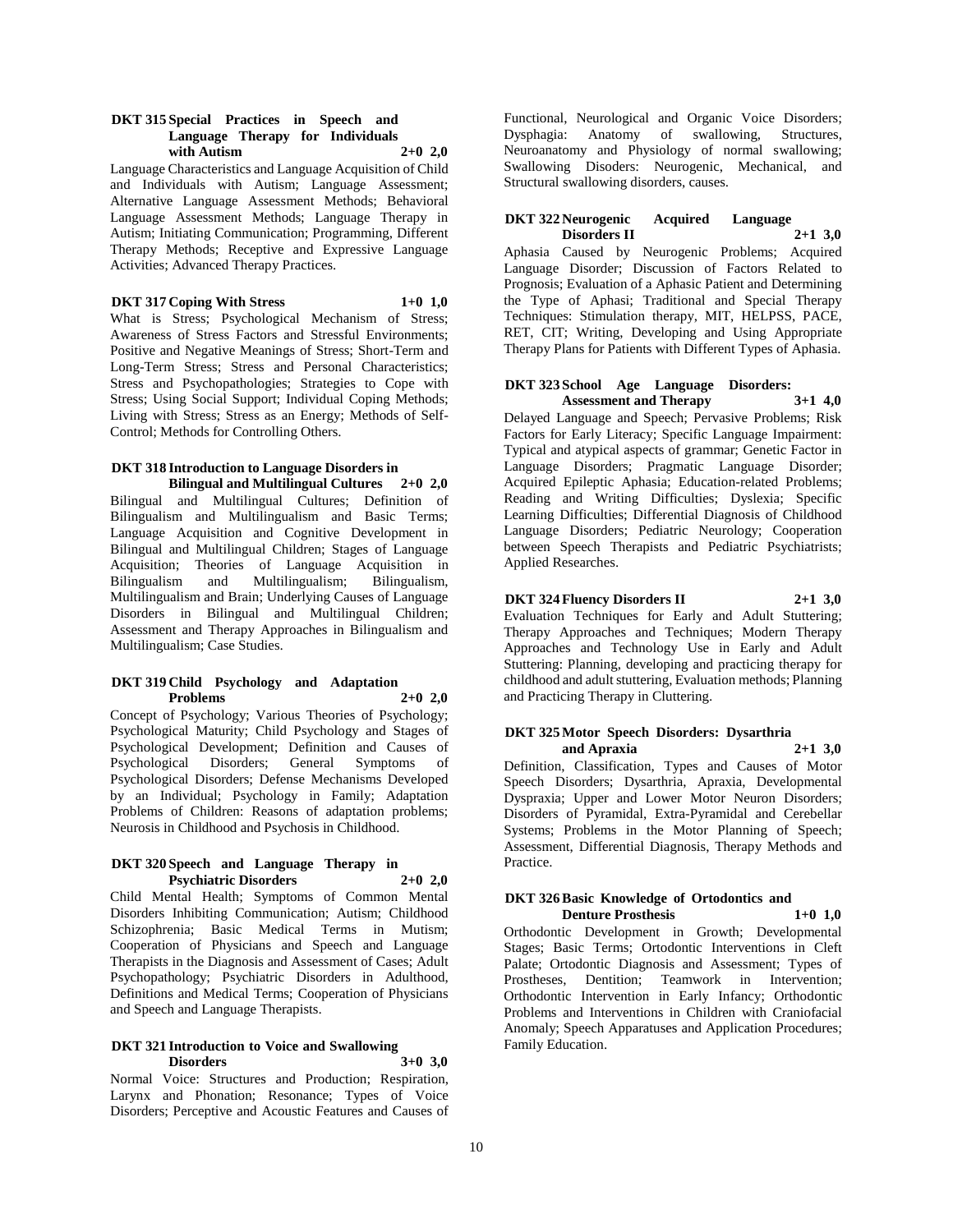**DKT 315 Special Practices in Speech and Language Therapy for Individuals with Autism 2+0 2,0**

Language Characteristics and Language Acquisition of Child and Individuals with Autism; Language Assessment; Alternative Language Assessment Methods; Behavioral Language Assessment Methods; Language Therapy in Autism; Initiating Communication; Programming, Different Therapy Methods; Receptive and Expressive Language Activities; Advanced Therapy Practices.

**DKT 317 Coping With Stress 1+0 1,0**

What is Stress; Psychological Mechanism of Stress; Awareness of Stress Factors and Stressful Environments; Positive and Negative Meanings of Stress; Short-Term and Long-Term Stress; Stress and Personal Characteristics; Stress and Psychopathologies; Strategies to Cope with Stress; Using Social Support; Individual Coping Methods; Living with Stress; Stress as an Energy; Methods of Self-Control; Methods for Controlling Others.

**DKT 318 Introduction to Language Disorders in Bilingual and Multilingual Cultures 2+0 2,0**

Bilingual and Multilingual Cultures; Definition of Bilingualism and Multilingualism and Basic Terms; Language Acquisition and Cognitive Development in Bilingual and Multilingual Children; Stages of Language Acquisition; Theories of Language Acquisition in Bilingualism and Multilingualism; Bilingualism, Multilingualism and Brain; Underlying Causes of Language Disorders in Bilingual and Multilingual Children; Assessment and Therapy Approaches in Bilingualism and Multilingualism; Case Studies.

**DKT 319 Child Psychology and Adaptation Problems 2+0 2,0**

Concept of Psychology; Various Theories of Psychology; Psychological Maturity; Child Psychology and Stages of Psychological Development; Definition and Causes of Psychological Disorders; General Symptoms of Psychological Disorders; Defense Mechanisms Developed by an Individual; Psychology in Family; Adaptation Problems of Children: Reasons of adaptation problems; Neurosis in Childhood and Psychosis in Childhood.

**DKT 320 Speech and Language Therapy in Psychiatric Disorders 2+0 2,0**

Child Mental Health; Symptoms of Common Mental Disorders Inhibiting Communication; Autism; Childhood Schizophrenia; Basic Medical Terms in Mutism; Cooperation of Physicians and Speech and Language Therapists in the Diagnosis and Assessment of Cases; Adult Psychopathology; Psychiatric Disorders in Adulthood, Definitions and Medical Terms; Cooperation of Physicians and Speech and Language Therapists.

**DKT 321 Introduction to Voice and Swallowing Disorders 3+0 3,0**

Normal Voice: Structures and Production; Respiration, Larynx and Phonation; Resonance; Types of Voice Disorders; Perceptive and Acoustic Features and Causes of Functional, Neurological and Organic Voice Disorders; Dysphagia: Anatomy of swallowing, Structures, Neuroanatomy and Physiology of normal swallowing; Swallowing Disoders: Neurogenic, Mechanical, and Structural swallowing disorders, causes.

**DKT 322 Neurogenic Acquired Language Disorders II 2+1 3,0**

Aphasia Caused by Neurogenic Problems; Acquired Language Disorder; Discussion of Factors Related to Prognosis; Evaluation of a Aphasic Patient and Determining the Type of Aphasi; Traditional and Special Therapy Techniques: Stimulation therapy, MIT, HELPSS, PACE, RET, CIT; Writing, Developing and Using Appropriate Therapy Plans for Patients with Different Types of Aphasia.

**DKT 323 School Age Language Disorders: Assessment and Therapy 3+1 4,0**

Delayed Language and Speech; Pervasive Problems; Risk Factors for Early Literacy; Specific Language Impairment: Typical and atypical aspects of grammar; Genetic Factor in Language Disorders; Pragmatic Language Disorder; Acquired Epileptic Aphasia; Education-related Problems; Reading and Writing Difficulties; Dyslexia; Specific Learning Difficulties; Differential Diagnosis of Childhood Language Disorders; Pediatric Neurology; Cooperation between Speech Therapists and Pediatric Psychiatrists; Applied Researches.

**DKT 324 Fluency Disorders II 2+1 3,0**

Evaluation Techniques for Early and Adult Stuttering; Therapy Approaches and Techniques; Modern Therapy Approaches and Technology Use in Early and Adult Stuttering: Planning, developing and practicing therapy for childhood and adult stuttering, Evaluation methods; Planning and Practicing Therapy in Cluttering.

**DKT 325 Motor Speech Disorders: Dysarthria and Apraxia 2+1 3,0**

Definition, Classification, Types and Causes of Motor Speech Disorders; Dysarthria, Apraxia, Developmental Dyspraxia; Upper and Lower Motor Neuron Disorders; Disorders of Pyramidal, Extra-Pyramidal and Cerebellar Systems; Problems in the Motor Planning of Speech; Assessment, Differential Diagnosis, Therapy Methods and Practice.

**DKT 326 Basic Knowledge of Ortodontics and Denture Prosthesis 1+0 1,0**

Orthodontic Development in Growth; Developmental Stages; Basic Terms; Ortodontic Interventions in Cleft Palate; Ortodontic Diagnosis and Assessment; Types of Prostheses, Dentition; Teamwork in Intervention; Orthodontic Intervention in Early Infancy; Orthodontic Problems and Interventions in Children with Craniofacial Anomaly; Speech Apparatuses and Application Procedures; Family Education.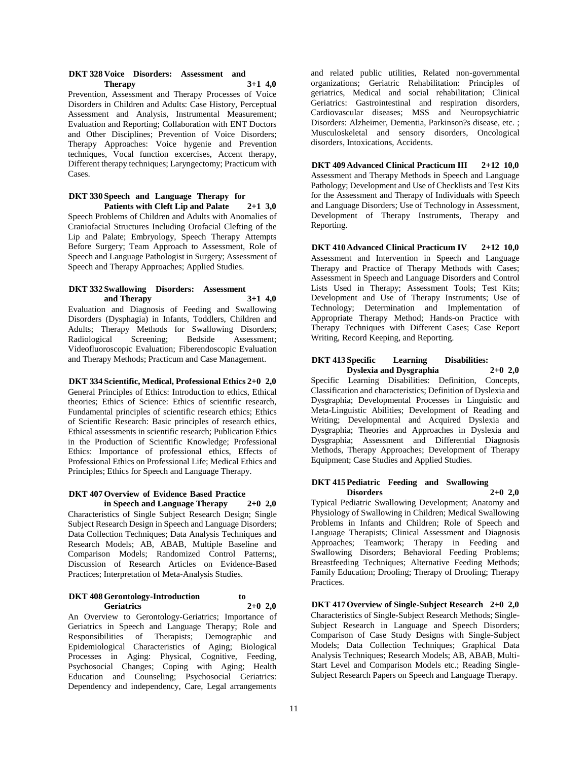**DKT 328 Voice Disorders: Assessment and Therapy 3+1 4,0**

Prevention, Assessment and Therapy Processes of Voice Disorders in Children and Adults: Case History, Perceptual Assessment and Analysis, Instrumental Measurement; Evaluation and Reporting; Collaboration with ENT Doctors and Other Disciplines; Prevention of Voice Disorders; Therapy Approaches: Voice hygenie and Prevention techniques, Vocal function excercises, Accent therapy, Different therapy techniques; Laryngectomy; Practicum with Cases.

**DKT 330 Speech and Language Therapy for Patients with Cleft Lip and Palate 2+1 3,0**

Speech Problems of Children and Adults with Anomalies of Craniofacial Structures Including Orofacial Clefting of the Lip and Palate; Embryology, Speech Therapy Attempts Before Surgery; Team Approach to Assessment, Role of Speech and Language Pathologist in Surgery; Assessment of Speech and Therapy Approaches; Applied Studies.

**DKT 332 Swallowing Disorders: Assessment and Therapy 3+1 4,0**

Evaluation and Diagnosis of Feeding and Swallowing Disorders (Dysphagia) in Infants, Toddlers, Children and Adults; Therapy Methods for Swallowing Disorders; Radiological Screening; Bedside Assessment; Videofluoroscopic Evaluation; Fiberendoscopic Evaluation and Therapy Methods; Practicum and Case Management.

**DKT 334 Scientific, Medical, Professional Ethics 2+0 2,0**

General Principles of Ethics: Introduction to ethics, Ethical theories; Ethics of Science: Ethics of scientific research, Fundamental principles of scientific research ethics; Ethics of Scientific Research: Basic principles of research ethics, Ethical assessments in scientific research; Publication Ethics in the Production of Scientific Knowledge; Professional Ethics: Importance of professional ethics, Effects of Professional Ethics on Professional Life; Medical Ethics and Principles; Ethics for Speech and Language Therapy.

**DKT 407 Overview of Evidence Based Practice in Speech and Language Therapy 2+0 2,0**

Characteristics of Single Subject Research Design; Single Subject Research Design in Speech and Language Disorders; Data Collection Techniques; Data Analysis Techniques and Research Models; AB, ABAB, Multiple Baseline and Comparison Models; Randomized Control Patterns;, Discussion of Research Articles on Evidence-Based Practices; Interpretation of Meta-Analysis Studies.

**DKT 408 Gerontology-Introduction to Geriatrics 2+0 2,0**

An Overview to Gerontology-Geriatrics; Importance of Geriatrics in Speech and Language Therapy; Role and Responsibilities of Therapists; Demographic and Epidemiological Characteristics of Aging; Biological Processes in Aging: Physical, Cognitive, Feeding, Psychosocial Changes; Coping with Aging; Health Education and Counseling; Psychosocial Geriatrics: Dependency and independency, Care, Legal arrangements and related public utilities, Related non-governmental organizations; Geriatric Rehabilitation: Principles of geriatrics, Medical and social rehabilitation; Clinical Geriatrics: Gastrointestinal and respiration disorders, Cardiovascular diseases; MSS and Neuropsychiatric Disorders: Alzheimer, Dementia, Parkinson?s disease, etc. ; Musculoskeletal and sensory disorders, Oncological disorders, Intoxications, Accidents.

**DKT 409 Advanced Clinical Practicum III 2+12 10,0**

Assessment and Therapy Methods in Speech and Language Pathology; Development and Use of Checklists and Test Kits for the Assessment and Therapy of Individuals with Speech and Language Disorders; Use of Technology in Assessment, Development of Therapy Instruments, Therapy and Reporting.

**DKT 410 Advanced Clinical Practicum IV 2+12 10,0**

Assessment and Intervention in Speech and Language Therapy and Practice of Therapy Methods with Cases; Assessment in Speech and Language Disorders and Control Lists Used in Therapy; Assessment Tools; Test Kits; Development and Use of Therapy Instruments; Use of Technology; Determination and Implementation of Appropriate Therapy Method; Hands-on Practice with Therapy Techniques with Different Cases; Case Report Writing, Record Keeping, and Reporting.

**DKT 413 Specific Learning Disabilities: Dyslexia and Dysgraphia 2+0 2,0**

Specific Learning Disabilities: Definition, Concepts, Classification and characteristics; Definition of Dyslexia and Dysgraphia; Developmental Processes in Linguistic and Meta-Linguistic Abilities; Development of Reading and Writing; Developmental and Acquired Dyslexia and Dysgraphia; Theories and Approaches in Dyslexia and Dysgraphia; Assessment and Differential Diagnosis Methods, Therapy Approaches; Development of Therapy Equipment; Case Studies and Applied Studies.

**DKT 415 Pediatric Feeding and Swallowing Disorders 2+0 2,0**

Typical Pediatric Swallowing Development; Anatomy and Physiology of Swallowing in Children; Medical Swallowing Problems in Infants and Children; Role of Speech and Language Therapists; Clinical Assessment and Diagnosis Approaches; Teamwork; Therapy in Feeding and Swallowing Disorders; Behavioral Feeding Problems; Breastfeeding Techniques; Alternative Feeding Methods; Family Education; Drooling; Therapy of Drooling; Therapy Practices.

**DKT 417 Overview of Single-Subject Research 2+0 2,0**

Characteristics of Single-Subject Research Methods; Single-Subject Research in Language and Speech Disorders; Comparison of Case Study Designs with Single-Subject Models; Data Collection Techniques; Graphical Data Analysis Techniques; Research Models; AB, ABAB, Multi-Start Level and Comparison Models etc.; Reading Single-Subject Research Papers on Speech and Language Therapy.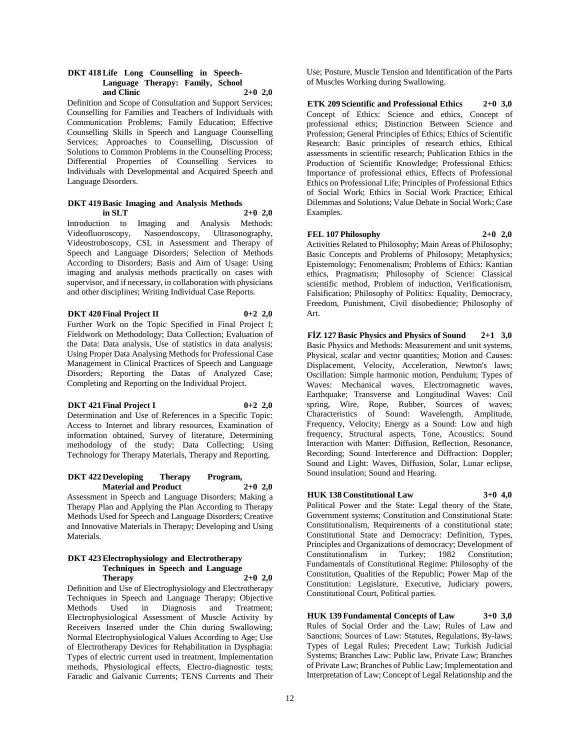**DKT 418 Life Long Counselling in Speech-Language Therapy: Family, School and Clinic 2+0 2,0**

Definition and Scope of Consultation and Support Services; Counselling for Families and Teachers of Individuals with Communication Problems; Family Education; Effective Counselling Skills in Speech and Language Counselling Services; Approaches to Counselling, Discussion of Solutions to Common Problems in the Counselling Process; Differential Properties of Counselling Services to Individuals with Developmental and Acquired Speech and Language Disorders.

**DKT 419 Basic Imaging and Analysis Methods in SLT 2+0 2,0**

Introduction to Imaging and Analysis Methods: Videofluoroscopy, Nasoendoscopy, Ultrasonography, Videostroboscopy, CSL in Assessment and Therapy of Speech and Language Disorders; Selection of Methods According to Disorders; Basis and Aim of Usage: Using imaging and analysis methods practically on cases with supervisor, and if necessary, in collaboration with physicians and other disciplines; Writing Individual Case Reports.

**DKT 420 Final Project II 0+2 2,0**

Further Work on the Topic Specified in Final Project I; Fieldwork on Methodology; Data Collection; Evaluation of the Data: Data analysis, Use of statistics in data analysis; Using Proper Data Analysing Methods for Professional Case Management in Clinical Practices of Speech and Language Disorders; Reporting the Datas of Analyzed Case; Completing and Reporting on the Individual Project.

**DKT 421 Final Project I 0+2 2,0**

Determination and Use of References in a Specific Topic: Access to Internet and library resources, Examination of information obtained, Survey of literature, Determining methodology of the study; Data Collecting; Using Technology for Therapy Materials, Therapy and Reporting.

**DKT 422 Developing Therapy Program, Material and Product 2+0 2,0**

Assessment in Speech and Language Disorders; Making a Therapy Plan and Applying the Plan According to Therapy Methods Used for Speech and Language Disorders; Creative and Innovative Materials in Therapy; Developing and Using Materials.

**DKT 423 Electrophysiology and Electrotherapy Techniques in Speech and Language Therapy 2+0 2,0**

Definition and Use of Electrophysiology and Electrotherapy Techniques in Speech and Language Therapy; Objective Methods Used in Diagnosis and Treatment; Electrophysiological Assessment of Muscle Activity by Receivers Inserted under the Chin during Swallowing; Normal Electrophysiological Values According to Age; Use of Electrotherapy Devices for Rehabilitation in Dysphagia: Types of electric current used in treatment, Implementation methods, Physiological effects, Electro-diagnostic tests; Faradic and Galvanic Currents; TENS Currents and Their Use; Posture, Muscle Tension and Identification of the Parts of Muscles Working during Swallowing.

**ETK 209 Scientific and Professional Ethics 2+0 3,0**

Concept of Ethics: Science and ethics, Concept of professional ethics; Distinction Between Science and Profession; General Principles of Ethics; Ethics of Scientific Research: Basic principles of research ethics, Ethical assessments in scientific research; Publication Ethics in the Production of Scientific Knowledge; Professional Ethics: Importance of professional ethics, Effects of Professional Ethics on Professional Life; Principles of Professional Ethics of Social Work; Ethics in Social Work Practice; Ethical Dilemmas and Solutions; Value Debate in Social Work; Case Examples.

**FEL 107 Philosophy 2+0 2,0**

Activities Related to Philosophy; Main Areas of Philosophy; Basic Concepts and Problems of Philosopy; Metaphysics; Epistemology; Fenomenalism; Problems of Ethics: Kantian ethics, Pragmatism; Philosophy of Science: Classical scientific method, Problem of induction, Verificationism, Falsification; Philosophy of Politics: Equality, Democracy, Freedom, Punishment, Civil disobedience; Philosophy of Art.

**FİZ 127 Basic Physics and Physics of Sound 2+1 3,0**

Basic Physics and Methods: Measurement and unit systems, Physical, scalar and vector quantities; Motion and Causes: Displacement, Velocity, Acceleration, Newton's laws; Oscillation: Simple harmonic motion, Pendulum; Types of Waves: Mechanical waves, Electromagnetic waves, Earthquake; Transverse and Longitudinal Waves: Coil spring, Wire, Rope, Rubber, Sources of waves; Characteristics of Sound: Wavelength, Amplitude, Frequency, Velocity; Energy as a Sound: Low and high frequency, Structural aspects, Tone, Acoustics; Sound Interaction with Matter: Diffusion, Reflection, Resonance, Recording; Sound Interference and Diffraction: Doppler; Sound and Light: Waves, Diffusion, Solar, Lunar eclipse, Sound insulation; Sound and Hearing.

**HUK 138 Constitutional Law 3+0 4,0**

Political Power and the State: Legal theory of the State, Government systems; Constitution and Constitutional State: Constitutionalism, Requirements of a constitutional state; Constitutional State and Democracy: Definition, Types, Principles and Organizations of democracy; Development of Constitutionalism in Turkey; 1982 Constitution; Fundamentals of Constitutional Regime: Philosophy of the Constitution, Qualities of the Republic; Power Map of the Constitution: Legislature, Executive, Judiciary powers, Constitutional Court, Political parties.

**HUK 139 Fundamental Concepts of Law 3+0 3,0**

Rules of Social Order and the Law; Rules of Law and Sanctions; Sources of Law: Statutes, Regulations, By-laws; Types of Legal Rules; Precedent Law; Turkish Judicial Systems; Branches Law: Public law, Private Law; Branches of Private Law; Branches of Public Law; Implementation and Interpretation of Law; Concept of Legal Relationship and the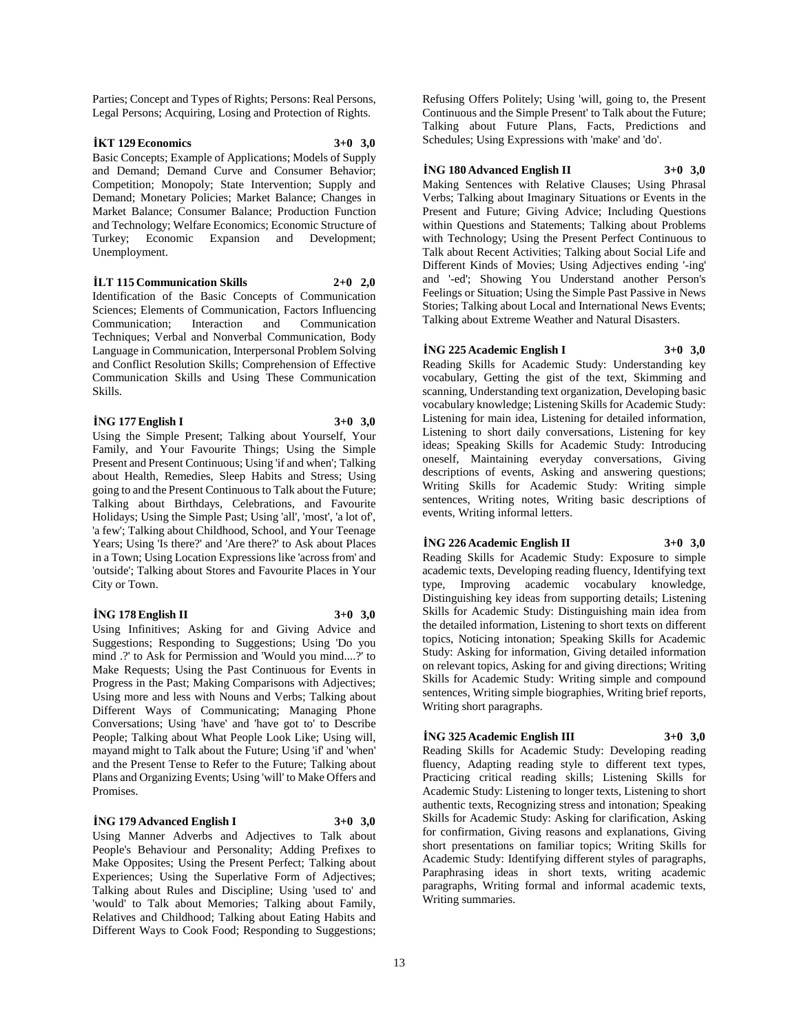Parties; Concept and Types of Rights; Persons: Real Persons, Legal Persons; Acquiring, Losing and Protection of Rights.

**İKT 129 Economics 3+0 3,0**

Basic Concepts; Example of Applications; Models of Supply and Demand; Demand Curve and Consumer Behavior; Competition; Monopoly; State Intervention; Supply and Demand; Monetary Policies; Market Balance; Changes in Market Balance; Consumer Balance; Production Function and Technology; Welfare Economics; Economic Structure of Turkey; Economic Expansion and Development; Unemployment.

**İLT 115 Communication Skills 2+0 2,0**

Identification of the Basic Concepts of Communication Sciences; Elements of Communication, Factors Influencing Communication; Interaction and Communication Techniques; Verbal and Nonverbal Communication, Body Language in Communication, Interpersonal Problem Solving and Conflict Resolution Skills; Comprehension of Effective Communication Skills and Using These Communication Skills.

**İNG 177 English I 3+0 3,0**

Using the Simple Present; Talking about Yourself, Your Family, and Your Favourite Things; Using the Simple Present and Present Continuous; Using 'if and when'; Talking about Health, Remedies, Sleep Habits and Stress; Using going to and the Present Continuous to Talk about the Future; Talking about Birthdays, Celebrations, and Favourite Holidays; Using the Simple Past; Using 'all', 'most', 'a lot of', 'a few'; Talking about Childhood, School, and Your Teenage Years; Using 'Is there?' and 'Are there?' to Ask about Places in a Town; Using Location Expressions like 'across from' and 'outside'; Talking about Stores and Favourite Places in Your City or Town.

**İNG 178 English II 3+0 3,0**

Using Infinitives; Asking for and Giving Advice and Suggestions; Responding to Suggestions; Using 'Do you mind .?' to Ask for Permission and 'Would you mind....?' to Make Requests; Using the Past Continuous for Events in Progress in the Past; Making Comparisons with Adjectives; Using more and less with Nouns and Verbs; Talking about Different Ways of Communicating; Managing Phone Conversations; Using 'have' and 'have got to' to Describe People; Talking about What People Look Like; Using will, mayand might to Talk about the Future; Using 'if' and 'when' and the Present Tense to Refer to the Future; Talking about Plans and Organizing Events; Using 'will' to Make Offers and Promises.

**İNG 179 Advanced English I 3+0 3,0**

Using Manner Adverbs and Adjectives to Talk about People's Behaviour and Personality; Adding Prefixes to Make Opposites; Using the Present Perfect; Talking about Experiences; Using the Superlative Form of Adjectives; Talking about Rules and Discipline; Using 'used to' and 'would' to Talk about Memories; Talking about Family, Relatives and Childhood; Talking about Eating Habits and Different Ways to Cook Food; Responding to Suggestions; Refusing Offers Politely; Using 'will, going to, the Present Continuous and the Simple Present' to Talk about the Future; Talking about Future Plans, Facts, Predictions and Schedules; Using Expressions with 'make' and 'do'.

**İNG 180 Advanced English II 3+0 3,0**

Making Sentences with Relative Clauses; Using Phrasal Verbs; Talking about Imaginary Situations or Events in the Present and Future; Giving Advice; Including Questions within Questions and Statements; Talking about Problems with Technology; Using the Present Perfect Continuous to Talk about Recent Activities; Talking about Social Life and Different Kinds of Movies; Using Adjectives ending '-ing' and '-ed'; Showing You Understand another Person's Feelings or Situation; Using the Simple Past Passive in News Stories; Talking about Local and International News Events; Talking about Extreme Weather and Natural Disasters.

**İNG 225 Academic English I 3+0 3,0**

Reading Skills for Academic Study: Understanding key vocabulary, Getting the gist of the text, Skimming and scanning, Understanding text organization, Developing basic vocabulary knowledge; Listening Skills for Academic Study: Listening for main idea, Listening for detailed information, Listening to short daily conversations, Listening for key ideas; Speaking Skills for Academic Study: Introducing oneself, Maintaining everyday conversations, Giving descriptions of events, Asking and answering questions; Writing Skills for Academic Study: Writing simple sentences, Writing notes, Writing basic descriptions of events, Writing informal letters.

**İNG 226 Academic English II 3+0 3,0**

Reading Skills for Academic Study: Exposure to simple academic texts, Developing reading fluency, Identifying text type, Improving academic vocabulary knowledge, Distinguishing key ideas from supporting details; Listening Skills for Academic Study: Distinguishing main idea from the detailed information, Listening to short texts on different topics, Noticing intonation; Speaking Skills for Academic Study: Asking for information, Giving detailed information on relevant topics, Asking for and giving directions; Writing Skills for Academic Study: Writing simple and compound sentences, Writing simple biographies, Writing brief reports, Writing short paragraphs.

**İNG 325 Academic English III 3+0 3,0**

Reading Skills for Academic Study: Developing reading fluency, Adapting reading style to different text types, Practicing critical reading skills; Listening Skills for Academic Study: Listening to longer texts, Listening to short authentic texts, Recognizing stress and intonation; Speaking Skills for Academic Study: Asking for clarification, Asking for confirmation, Giving reasons and explanations, Giving short presentations on familiar topics; Writing Skills for Academic Study: Identifying different styles of paragraphs, Paraphrasing ideas in short texts, writing academic paragraphs, Writing formal and informal academic texts, Writing summaries.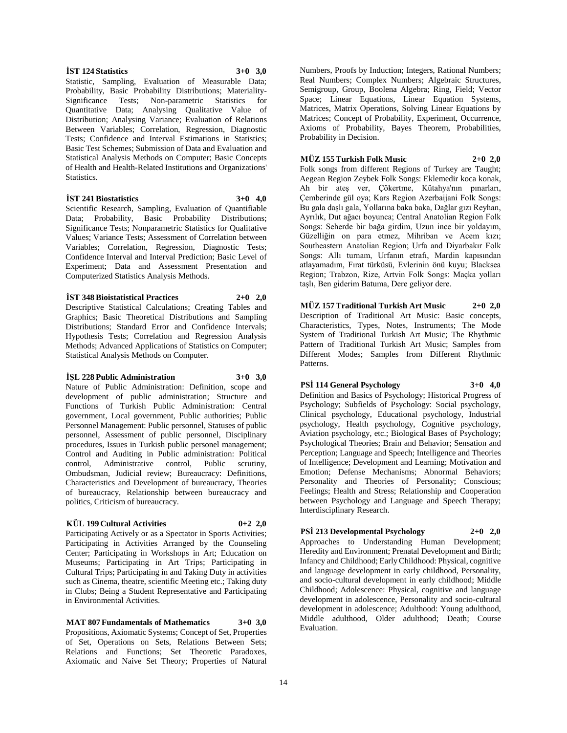**İST 124 Statistics 3+0 3,0**

Statistic, Sampling, Evaluation of Measurable Data; Probability, Basic Probability Distributions; Materiality-Significance Tests; Non-parametric Statistics for Quantitative Data; Analysing Qualitative Value of Distribution; Analysing Variance; Evaluation of Relations Between Variables; Correlation, Regression, Diagnostic Tests; Confidence and Interval Estimations in Statistics; Basic Test Schemes; Submission of Data and Evaluation and Statistical Analysis Methods on Computer; Basic Concepts of Health and Health-Related Institutions and Organizations' Statistics.

**İST 241 Biostatistics 3+0 4,0**

Scientific Research, Sampling, Evaluation of Quantifiable Data; Probability, Basic Probability Distributions; Significance Tests; Nonparametric Statistics for Qualitative Values; Variance Tests; Assessment of Correlation between Variables; Correlation, Regression, Diagnostic Tests; Confidence Interval and Interval Prediction; Basic Level of Experiment; Data and Assessment Presentation and Computerized Statistics Analysis Methods.

**İST 348 Bioistatistical Practices 2+0 2,0**

Descriptive Statistical Calculations; Creating Tables and Graphics; Basic Theoretical Distributions and Sampling Distributions; Standard Error and Confidence Intervals; Hypothesis Tests; Correlation and Regression Analysis Methods; Advanced Applications of Statistics on Computer; Statistical Analysis Methods on Computer.

**İŞL 228 Public Administration 3+0 3,0**

Nature of Public Administration: Definition, scope and development of public administration; Structure and Functions of Turkish Public Administration: Central government, Local government, Public authorities; Public Personnel Management: Public personnel, Statuses of public personnel, Assessment of public personnel, Disciplinary procedures, Issues in Turkish public personel management; Control and Auditing in Public administration: Political control, Administrative control, Public scrutiny, Ombudsman, Judicial review; Bureaucracy: Definitions, Characteristics and Development of bureaucracy, Theories of bureaucracy, Relationship between bureaucracy and politics, Criticism of bureaucracy.

**KÜL 199 Cultural Activities 0+2 2,0**

Participating Actively or as a Spectator in Sports Activities; Participating in Activities Arranged by the Counseling Center; Participating in Workshops in Art; Education on Museums; Participating in Art Trips; Participating in Cultural Trips; Participating in and Taking Duty in activities such as Cinema, theatre, scientific Meeting etc.; Taking duty in Clubs; Being a Student Representative and Participating in Environmental Activities.

**MAT 807 Fundamentals of Mathematics 3+0 3,0**

Propositions, Axiomatic Systems; Concept of Set, Properties of Set, Operations on Sets, Relations Between Sets; Relations and Functions; Set Theoretic Paradoxes, Axiomatic and Naive Set Theory; Properties of Natural Numbers, Proofs by Induction; Integers, Rational Numbers; Real Numbers; Complex Numbers; Algebraic Structures, Semigroup, Group, Boolena Algebra; Ring, Field; Vector Space; Linear Equations, Linear Equation Systems, Matrices, Matrix Operations, Solving Linear Equations by Matrices; Concept of Probability, Experiment, Occurrence, Axioms of Probability, Bayes Theorem, Probabilities, Probability in Decision.

**MÜZ 155 Turkish Folk Music 2+0 2,0**

Folk songs from different Regions of Turkey are Taught; Aegean Region Zeybek Folk Songs: Eklemedir koca konak, Ah bir ateş ver, Çökertme, Kütahya'nın pınarları, Çemberinde gül oya; Kars Region Azerbaijani Folk Songs: Bu gala daşlı gala, Yollarına baka baka, Dağlar gızı Reyhan, Ayrılık, Dut ağacı boyunca; Central Anatolian Region Folk Songs: Seherde bir bağa girdim, Uzun ince bir yoldayım, Güzelliğin on para etmez, Mihriban ve Acem kızı; Southeastern Anatolian Region; Urfa and Diyarbakır Folk Songs: Allı turnam, Urfanın etrafı, Mardin kapısından atlayamadım, Fırat türküsü, Evlerinin önü kuyu; Blacksea Region; Trabzon, Rize, Artvin Folk Songs: Maçka yolları taşlı, Ben giderim Batuma, Dere geliyor dere.

**MÜZ 157 Traditional Turkish Art Music 2+0 2,0**

Description of Traditional Art Music: Basic concepts, Characteristics, Types, Notes, Instruments; The Mode System of Traditional Turkish Art Music; The Rhythmic Pattern of Traditional Turkish Art Music; Samples from Different Modes; Samples from Different Rhythmic Patterns.

**PSİ 114 General Psychology 3+0 4,0**

Definition and Basics of Psychology; Historical Progress of Psychology; Subfields of Psychology: Social psychology, Clinical psychology, Educational psychology, Industrial psychology, Health psychology, Cognitive psychology, Aviation psychology, etc.; Biological Bases of Psychology; Psychological Theories; Brain and Behavior; Sensation and Perception; Language and Speech; Intelligence and Theories of Intelligence; Development and Learning; Motivation and Emotion; Defense Mechanisms; Abnormal Behaviors; Personality and Theories of Personality; Conscious; Feelings; Health and Stress; Relationship and Cooperation between Psychology and Language and Speech Therapy; Interdisciplinary Research.

**PSİ 213 Developmental Psychology 2+0 2,0**

Approaches to Understanding Human Development; Heredity and Environment; Prenatal Development and Birth; Infancy and Childhood; Early Childhood: Physical, cognitive and language development in early childhood, Personality, and socio-cultural development in early childhood; Middle Childhood; Adolescence: Physical, cognitive and language development in adolescence, Personality and socio-cultural development in adolescence; Adulthood: Young adulthood, Middle adulthood, Older adulthood; Death; Course Evaluation.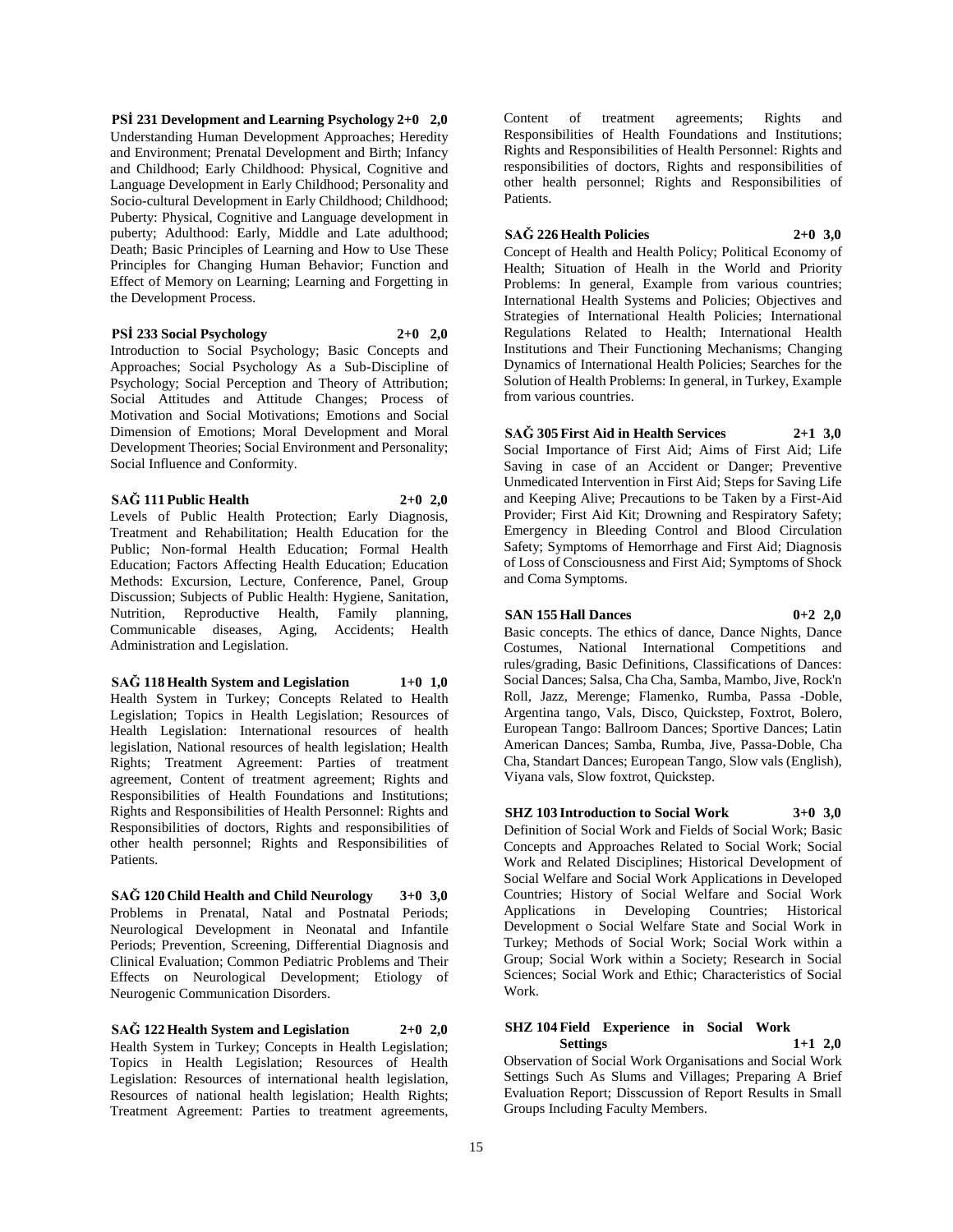**PSİ 231 Development and Learning Psychology 2+0 2,0**

Understanding Human Development Approaches; Heredity and Environment; Prenatal Development and Birth; Infancy and Childhood; Early Childhood: Physical, Cognitive and Language Development in Early Childhood; Personality and Socio-cultural Development in Early Childhood; Childhood; Puberty: Physical, Cognitive and Language development in puberty; Adulthood: Early, Middle and Late adulthood; Death; Basic Principles of Learning and How to Use These Principles for Changing Human Behavior; Function and Effect of Memory on Learning; Learning and Forgetting in the Development Process.

**PSİ 233 Social Psychology 2+0 2,0**

Introduction to Social Psychology; Basic Concepts and Approaches; Social Psychology As a Sub-Discipline of Psychology; Social Perception and Theory of Attribution; Social Attitudes and Attitude Changes; Process of Motivation and Social Motivations; Emotions and Social Dimension of Emotions; Moral Development and Moral Development Theories; Social Environment and Personality; Social Influence and Conformity.

**SAĞ 111 Public Health 2+0 2,0**

Levels of Public Health Protection; Early Diagnosis, Treatment and Rehabilitation; Health Education for the Public; Non-formal Health Education; Formal Health Education; Factors Affecting Health Education; Education Methods: Excursion, Lecture, Conference, Panel, Group Discussion; Subjects of Public Health: Hygiene, Sanitation, Nutrition, Reproductive Health, Family planning, Communicable diseases, Aging, Accidents; Health Administration and Legislation.

**SAĞ 118 Health System and Legislation 1+0 1,0**

Health System in Turkey; Concepts Related to Health Legislation; Topics in Health Legislation; Resources of Health Legislation: International resources of health legislation, National resources of health legislation; Health Rights; Treatment Agreement: Parties of treatment agreement, Content of treatment agreement; Rights and Responsibilities of Health Foundations and Institutions; Rights and Responsibilities of Health Personnel: Rights and Responsibilities of doctors, Rights and responsibilities of other health personnel; Rights and Responsibilities of Patients.

**SAĞ 120 Child Health and Child Neurology 3+0 3,0**

Problems in Prenatal, Natal and Postnatal Periods; Neurological Development in Neonatal and Infantile Periods; Prevention, Screening, Differential Diagnosis and Clinical Evaluation; Common Pediatric Problems and Their Effects on Neurological Development; Etiology of Neurogenic Communication Disorders.

**SAĞ 122 Health System and Legislation 2+0 2,0**

Health System in Turkey; Concepts in Health Legislation; Topics in Health Legislation; Resources of Health Legislation: Resources of international health legislation, Resources of national health legislation; Health Rights; Treatment Agreement: Parties to treatment agreements, Content of treatment agreements; Rights and Responsibilities of Health Foundations and Institutions; Rights and Responsibilities of Health Personnel: Rights and responsibilities of doctors, Rights and responsibilities of other health personnel; Rights and Responsibilities of Patients.

**SAĞ 226 Health Policies 2+0 3,0**

Concept of Health and Health Policy; Political Economy of Health; Situation of Healh in the World and Priority Problems: In general, Example from various countries; International Health Systems and Policies; Objectives and Strategies of International Health Policies; International Regulations Related to Health; International Health Institutions and Their Functioning Mechanisms; Changing Dynamics of International Health Policies; Searches for the Solution of Health Problems: In general, in Turkey, Example from various countries.

**SAĞ 305 First Aid in Health Services 2+1 3,0**

Social Importance of First Aid; Aims of First Aid; Life Saving in case of an Accident or Danger; Preventive Unmedicated Intervention in First Aid; Steps for Saving Life and Keeping Alive; Precautions to be Taken by a First-Aid Provider; First Aid Kit; Drowning and Respiratory Safety; Emergency in Bleeding Control and Blood Circulation Safety; Symptoms of Hemorrhage and First Aid; Diagnosis of Loss of Consciousness and First Aid; Symptoms of Shock and Coma Symptoms.

**SAN 155 Hall Dances 0+2 2,0**

Basic concepts. The ethics of dance, Dance Nights, Dance Costumes, National International Competitions and rules/grading, Basic Definitions, Classifications of Dances: Social Dances; Salsa, Cha Cha, Samba, Mambo, Jive, Rock'n Roll, Jazz, Merenge; Flamenko, Rumba, Passa -Doble, Argentina tango, Vals, Disco, Quickstep, Foxtrot, Bolero, European Tango: Ballroom Dances; Sportive Dances; Latin American Dances; Samba, Rumba, Jive, Passa-Doble, Cha Cha, Standart Dances; European Tango, Slow vals (English), Viyana vals, Slow foxtrot, Quickstep.

**SHZ 103 Introduction to Social Work 3+0 3,0**

Definition of Social Work and Fields of Social Work; Basic Concepts and Approaches Related to Social Work; Social Work and Related Disciplines; Historical Development of Social Welfare and Social Work Applications in Developed Countries; History of Social Welfare and Social Work Applications in Developing Countries; Historical Development o Social Welfare State and Social Work in Turkey; Methods of Social Work; Social Work within a Group; Social Work within a Society; Research in Social Sciences; Social Work and Ethic; Characteristics of Social Work.

**SHZ 104 Field Experience in Social Work Settings 1+1 2,0**

Observation of Social Work Organisations and Social Work Settings Such As Slums and Villages; Preparing A Brief Evaluation Report; Disscussion of Report Results in Small Groups Including Faculty Members.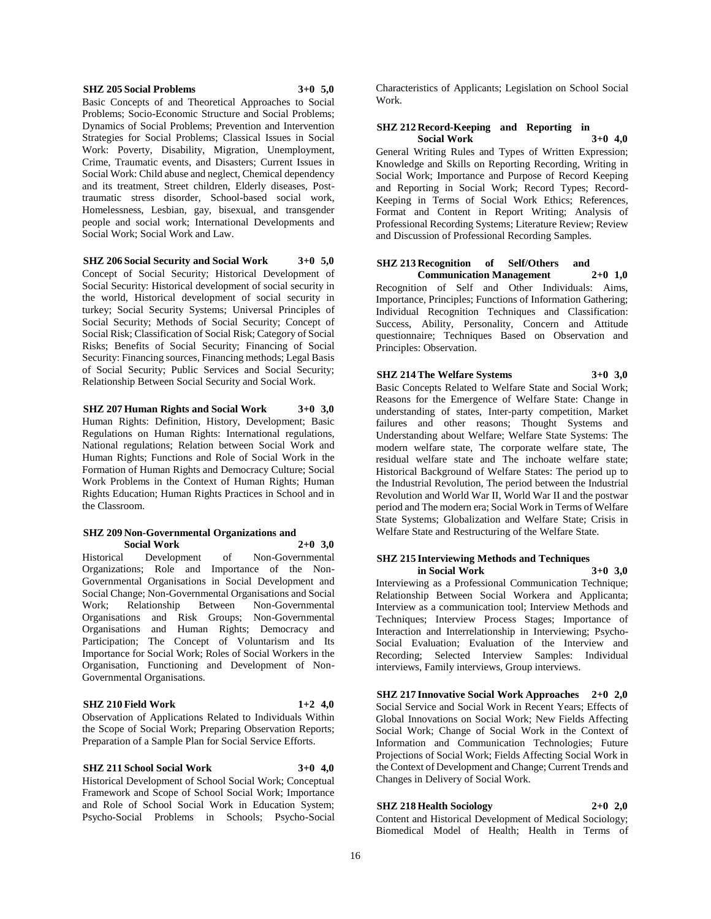**SHZ 205 Social Problems 3+0 5,0**

Basic Concepts of and Theoretical Approaches to Social Problems; Socio-Economic Structure and Social Problems; Dynamics of Social Problems; Prevention and Intervention Strategies for Social Problems; Classical Issues in Social Work: Poverty, Disability, Migration, Unemployment, Crime, Traumatic events, and Disasters; Current Issues in Social Work: Child abuse and neglect, Chemical dependency and its treatment, Street children, Elderly diseases, Post-traumatic stress disorder, School-based social work, Homelessness, Lesbian, gay, bisexual, and transgender people and social work; International Developments and Social Work; Social Work and Law.

**SHZ 206 Social Security and Social Work 3+0 5,0**

Concept of Social Security; Historical Development of Social Security: Historical development of social security in the world, Historical development of social security in turkey; Social Security Systems; Universal Principles of Social Security; Methods of Social Security; Concept of Social Risk; Classification of Social Risk; Category of Social Risks; Benefits of Social Security; Financing of Social Security: Financing sources, Financing methods; Legal Basis of Social Security; Public Services and Social Security; Relationship Between Social Security and Social Work.

**SHZ 207 Human Rights and Social Work 3+0 3,0**

Human Rights: Definition, History, Development; Basic Regulations on Human Rights: International regulations, National regulations; Relation between Social Work and Human Rights; Functions and Role of Social Work in the Formation of Human Rights and Democracy Culture; Social Work Problems in the Context of Human Rights; Human Rights Education; Human Rights Practices in School and in the Classroom.

**SHZ 209 Non-Governmental Organizations and Social Work 2+0 3,0**

Historical Development of Non-Governmental Organizations; Role and Importance of the Non-Governmental Organisations in Social Development and Social Change; Non-Governmental Organisations and Social Work; Relationship Between Non-Governmental Organisations and Risk Groups; Non-Governmental Organisations and Human Rights; Democracy and Participation; The Concept of Voluntarism and Its Importance for Social Work; Roles of Social Workers in the Organisation, Functioning and Development of Non-Governmental Organisations.

**SHZ 210 Field Work 1+2 4,0**

Observation of Applications Related to Individuals Within the Scope of Social Work; Preparing Observation Reports; Preparation of a Sample Plan for Social Service Efforts.

**SHZ 211 School Social Work 3+0 4,0**

Historical Development of School Social Work; Conceptual Framework and Scope of School Social Work; Importance and Role of School Social Work in Education System; Psycho-Social Problems in Schools; Psycho-Social Characteristics of Applicants; Legislation on School Social Work.

**SHZ 212 Record-Keeping and Reporting in Social Work 3+0 4,0**

General Writing Rules and Types of Written Expression; Knowledge and Skills on Reporting Recording, Writing in Social Work; Importance and Purpose of Record Keeping and Reporting in Social Work; Record Types; Record-Keeping in Terms of Social Work Ethics; References, Format and Content in Report Writing; Analysis of Professional Recording Systems; Literature Review; Review and Discussion of Professional Recording Samples.

**SHZ 213 Recognition of Self/Others and Communication Management 2+0 1,0**

Recognition of Self and Other Individuals: Aims, Importance, Principles; Functions of Information Gathering; Individual Recognition Techniques and Classification: Success, Ability, Personality, Concern and Attitude questionnaire; Techniques Based on Observation and Principles: Observation.

**SHZ 214 The Welfare Systems 3+0 3,0**

Basic Concepts Related to Welfare State and Social Work; Reasons for the Emergence of Welfare State: Change in understanding of states, Inter-party competition, Market failures and other reasons; Thought Systems and Understanding about Welfare; Welfare State Systems: The modern welfare state, The corporate welfare state, The residual welfare state and The inchoate welfare state; Historical Background of Welfare States: The period up to the Industrial Revolution, The period between the Industrial Revolution and World War II, World War II and the postwar period and The modern era; Social Work in Terms of Welfare State Systems; Globalization and Welfare State; Crisis in Welfare State and Restructuring of the Welfare State.

**SHZ 215 Interviewing Methods and Techniques in Social Work 3+0 3,0**

Interviewing as a Professional Communication Technique; Relationship Between Social Workera and Applicanta; Interview as a communication tool; Interview Methods and Techniques; Interview Process Stages; Importance of Interaction and Interrelationship in Interviewing; Psycho-Social Evaluation; Evaluation of the Interview and Recording; Selected Interview Samples: Individual interviews, Family interviews, Group interviews.

**SHZ 217 Innovative Social Work Approaches 2+0 2,0**

Social Service and Social Work in Recent Years; Effects of Global Innovations on Social Work; New Fields Affecting Social Work; Change of Social Work in the Context of Information and Communication Technologies; Future Projections of Social Work; Fields Affecting Social Work in the Context of Development and Change; Current Trends and Changes in Delivery of Social Work.

**SHZ 218 Health Sociology 2+0 2,0**

Content and Historical Development of Medical Sociology; Biomedical Model of Health; Health in Terms of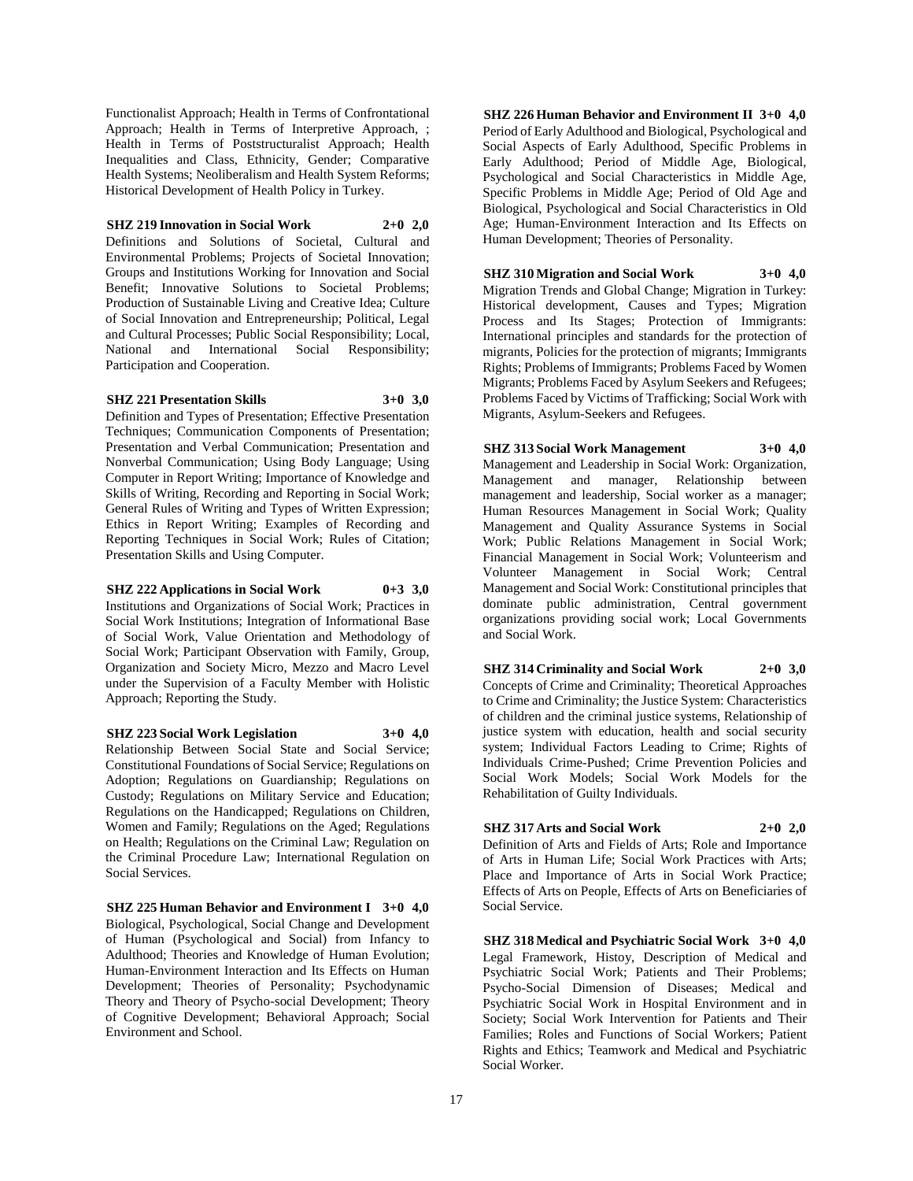Functionalist Approach; Health in Terms of Confrontational Approach; Health in Terms of Interpretive Approach, ; Health in Terms of Poststructuralist Approach; Health Inequalities and Class, Ethnicity, Gender; Comparative Health Systems; Neoliberalism and Health System Reforms; Historical Development of Health Policy in Turkey.

**SHZ 219 Innovation in Social Work 2+0 2,0**
Definitions and Solutions of Societal, Cultural and Environmental Problems; Projects of Societal Innovation; Groups and Institutions Working for Innovation and Social Benefit; Innovative Solutions to Societal Problems; Production of Sustainable Living and Creative Idea; Culture of Social Innovation and Entrepreneurship; Political, Legal and Cultural Processes; Public Social Responsibility; Local, National and International Social Responsibility; Participation and Cooperation.

**SHZ 221 Presentation Skills 3+0 3,0**
Definition and Types of Presentation; Effective Presentation Techniques; Communication Components of Presentation; Presentation and Verbal Communication; Presentation and Nonverbal Communication; Using Body Language; Using Computer in Report Writing; Importance of Knowledge and Skills of Writing, Recording and Reporting in Social Work; General Rules of Writing and Types of Written Expression; Ethics in Report Writing; Examples of Recording and Reporting Techniques in Social Work; Rules of Citation; Presentation Skills and Using Computer.

**SHZ 222 Applications in Social Work 0+3 3,0**
Institutions and Organizations of Social Work; Practices in Social Work Institutions; Integration of Informational Base of Social Work, Value Orientation and Methodology of Social Work; Participant Observation with Family, Group, Organization and Society Micro, Mezzo and Macro Level under the Supervision of a Faculty Member with Holistic Approach; Reporting the Study.

**SHZ 223 Social Work Legislation 3+0 4,0**
Relationship Between Social State and Social Service; Constitutional Foundations of Social Service; Regulations on Adoption; Regulations on Guardianship; Regulations on Custody; Regulations on Military Service and Education; Regulations on the Handicapped; Regulations on Children, Women and Family; Regulations on the Aged; Regulations on Health; Regulations on the Criminal Law; Regulation on the Criminal Procedure Law; International Regulation on Social Services.

**SHZ 225 Human Behavior and Environment I 3+0 4,0**
Biological, Psychological, Social Change and Development of Human (Psychological and Social) from Infancy to Adulthood; Theories and Knowledge of Human Evolution; Human-Environment Interaction and Its Effects on Human Development; Theories of Personality; Psychodynamic Theory and Theory of Psycho-social Development; Theory of Cognitive Development; Behavioral Approach; Social Environment and School.

**SHZ 226 Human Behavior and Environment II 3+0 4,0**
Period of Early Adulthood and Biological, Psychological and Social Aspects of Early Adulthood, Specific Problems in Early Adulthood; Period of Middle Age, Biological, Psychological and Social Characteristics in Middle Age, Specific Problems in Middle Age; Period of Old Age and Biological, Psychological and Social Characteristics in Old Age; Human-Environment Interaction and Its Effects on Human Development; Theories of Personality.

**SHZ 310 Migration and Social Work 3+0 4,0**
Migration Trends and Global Change; Migration in Turkey: Historical development, Causes and Types; Migration Process and Its Stages; Protection of Immigrants: International principles and standards for the protection of migrants, Policies for the protection of migrants; Immigrants Rights; Problems of Immigrants; Problems Faced by Women Migrants; Problems Faced by Asylum Seekers and Refugees; Problems Faced by Victims of Trafficking; Social Work with Migrants, Asylum-Seekers and Refugees.

**SHZ 313 Social Work Management 3+0 4,0**
Management and Leadership in Social Work: Organization, Management and manager, Relationship between management and leadership, Social worker as a manager; Human Resources Management in Social Work; Quality Management and Quality Assurance Systems in Social Work; Public Relations Management in Social Work; Financial Management in Social Work; Volunteerism and Volunteer Management in Social Work; Central Management and Social Work: Constitutional principles that dominate public administration, Central government organizations providing social work; Local Governments and Social Work.

**SHZ 314 Criminality and Social Work 2+0 3,0**
Concepts of Crime and Criminality; Theoretical Approaches to Crime and Criminality; the Justice System: Characteristics of children and the criminal justice systems, Relationship of justice system with education, health and social security system; Individual Factors Leading to Crime; Rights of Individuals Crime-Pushed; Crime Prevention Policies and Social Work Models; Social Work Models for the Rehabilitation of Guilty Individuals.

**SHZ 317 Arts and Social Work 2+0 2,0**
Definition of Arts and Fields of Arts; Role and Importance of Arts in Human Life; Social Work Practices with Arts; Place and Importance of Arts in Social Work Practice; Effects of Arts on People, Effects of Arts on Beneficiaries of Social Service.

**SHZ 318 Medical and Psychiatric Social Work 3+0 4,0**
Legal Framework, Histoy, Description of Medical and Psychiatric Social Work; Patients and Their Problems; Psycho-Social Dimension of Diseases; Medical and Psychiatric Social Work in Hospital Environment and in Society; Social Work Intervention for Patients and Their Families; Roles and Functions of Social Workers; Patient Rights and Ethics; Teamwork and Medical and Psychiatric Social Worker.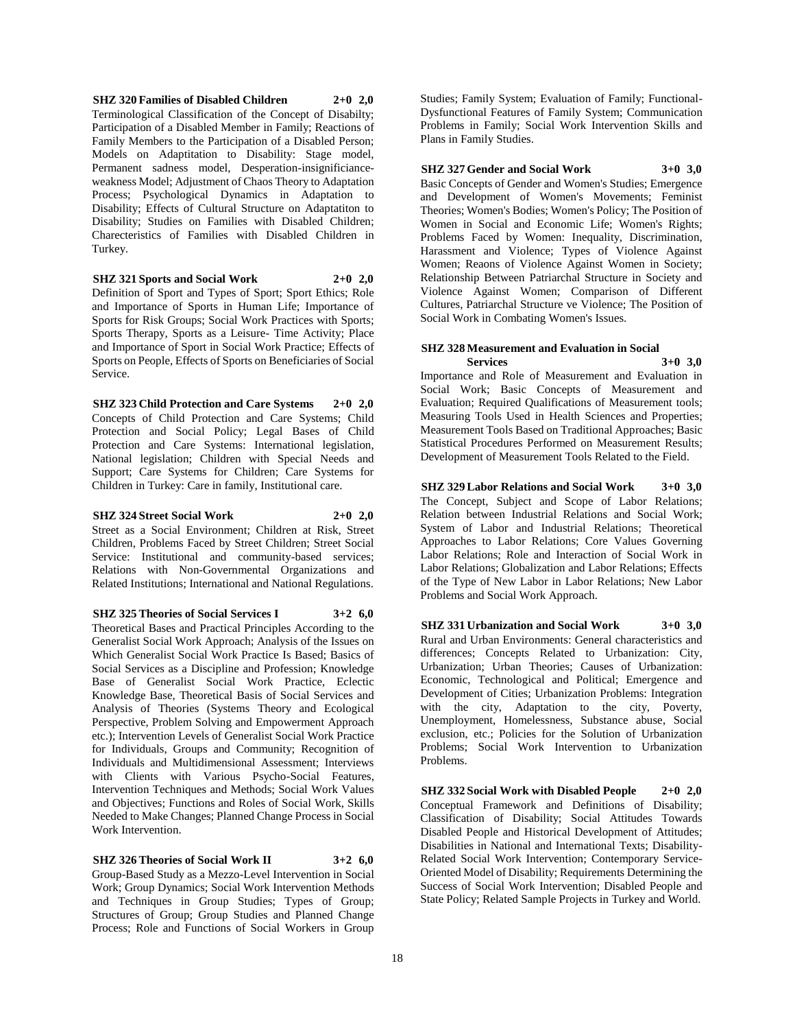**SHZ 320 Families of Disabled Children 2+0 2,0**

Terminological Classification of the Concept of Disabilty; Participation of a Disabled Member in Family; Reactions of Family Members to the Participation of a Disabled Person; Models on Adaptitation to Disability: Stage model, Permanent sadness model, Desperation-insignificianceweakness Model; Adjustment of Chaos Theory to Adaptation Process; Psychological Dynamics in Adaptation to Disability; Effects of Cultural Structure on Adaptatiton to Disability; Studies on Families with Disabled Children; Charecteristics of Families with Disabled Children in Turkey.

**SHZ 321 Sports and Social Work 2+0 2,0**

Definition of Sport and Types of Sport; Sport Ethics; Role and Importance of Sports in Human Life; Importance of Sports for Risk Groups; Social Work Practices with Sports; Sports Therapy, Sports as a Leisure- Time Activity; Place and Importance of Sport in Social Work Practice; Effects of Sports on People, Effects of Sports on Beneficiaries of Social Service.

**SHZ 323 Child Protection and Care Systems 2+0 2,0**

Concepts of Child Protection and Care Systems; Child Protection and Social Policy; Legal Bases of Child Protection and Care Systems: International legislation, National legislation; Children with Special Needs and Support; Care Systems for Children; Care Systems for Children in Turkey: Care in family, Institutional care.

**SHZ 324 Street Social Work 2+0 2,0**

Street as a Social Environment; Children at Risk, Street Children, Problems Faced by Street Children; Street Social Service: Institutional and community-based services; Relations with Non-Governmental Organizations and Related Institutions; International and National Regulations.

**SHZ 325 Theories of Social Services I 3+2 6,0**

Theoretical Bases and Practical Principles According to the Generalist Social Work Approach; Analysis of the Issues on Which Generalist Social Work Practice Is Based; Basics of Social Services as a Discipline and Profession; Knowledge Base of Generalist Social Work Practice, Eclectic Knowledge Base, Theoretical Basis of Social Services and Analysis of Theories (Systems Theory and Ecological Perspective, Problem Solving and Empowerment Approach etc.); Intervention Levels of Generalist Social Work Practice for Individuals, Groups and Community; Recognition of Individuals and Multidimensional Assessment; Interviews with Clients with Various Psycho-Social Features, Intervention Techniques and Methods; Social Work Values and Objectives; Functions and Roles of Social Work, Skills Needed to Make Changes; Planned Change Process in Social Work Intervention.

**SHZ 326 Theories of Social Work II 3+2 6,0**

Group-Based Study as a Mezzo-Level Intervention in Social Work; Group Dynamics; Social Work Intervention Methods and Techniques in Group Studies; Types of Group; Structures of Group; Group Studies and Planned Change Process; Role and Functions of Social Workers in Group Studies; Family System; Evaluation of Family; Functional-Dysfunctional Features of Family System; Communication Problems in Family; Social Work Intervention Skills and Plans in Family Studies.

**SHZ 327 Gender and Social Work 3+0 3,0**

Basic Concepts of Gender and Women's Studies; Emergence and Development of Women's Movements; Feminist Theories; Women's Bodies; Women's Policy; The Position of Women in Social and Economic Life; Women's Rights; Problems Faced by Women: Inequality, Discrimination, Harassment and Violence; Types of Violence Against Women; Reaons of Violence Against Women in Society; Relationship Between Patriarchal Structure in Society and Violence Against Women; Comparison of Different Cultures, Patriarchal Structure ve Violence; The Position of Social Work in Combating Women's Issues.

**SHZ 328 Measurement and Evaluation in Social Services 3+0 3,0**

Importance and Role of Measurement and Evaluation in Social Work; Basic Concepts of Measurement and Evaluation; Required Qualifications of Measurement tools; Measuring Tools Used in Health Sciences and Properties; Measurement Tools Based on Traditional Approaches; Basic Statistical Procedures Performed on Measurement Results; Development of Measurement Tools Related to the Field.

**SHZ 329 Labor Relations and Social Work 3+0 3,0**

The Concept, Subject and Scope of Labor Relations; Relation between Industrial Relations and Social Work; System of Labor and Industrial Relations; Theoretical Approaches to Labor Relations; Core Values Governing Labor Relations; Role and Interaction of Social Work in Labor Relations; Globalization and Labor Relations; Effects of the Type of New Labor in Labor Relations; New Labor Problems and Social Work Approach.

**SHZ 331 Urbanization and Social Work 3+0 3,0**

Rural and Urban Environments: General characteristics and differences; Concepts Related to Urbanization: City, Urbanization; Urban Theories; Causes of Urbanization: Economic, Technological and Political; Emergence and Development of Cities; Urbanization Problems: Integration with the city, Adaptation to the city, Poverty, Unemployment, Homelessness, Substance abuse, Social exclusion, etc.; Policies for the Solution of Urbanization Problems; Social Work Intervention to Urbanization Problems.

**SHZ 332 Social Work with Disabled People 2+0 2,0**

Conceptual Framework and Definitions of Disability; Classification of Disability; Social Attitudes Towards Disabled People and Historical Development of Attitudes; Disabilities in National and International Texts; Disability-Related Social Work Intervention; Contemporary Service-Oriented Model of Disability; Requirements Determining the Success of Social Work Intervention; Disabled People and State Policy; Related Sample Projects in Turkey and World.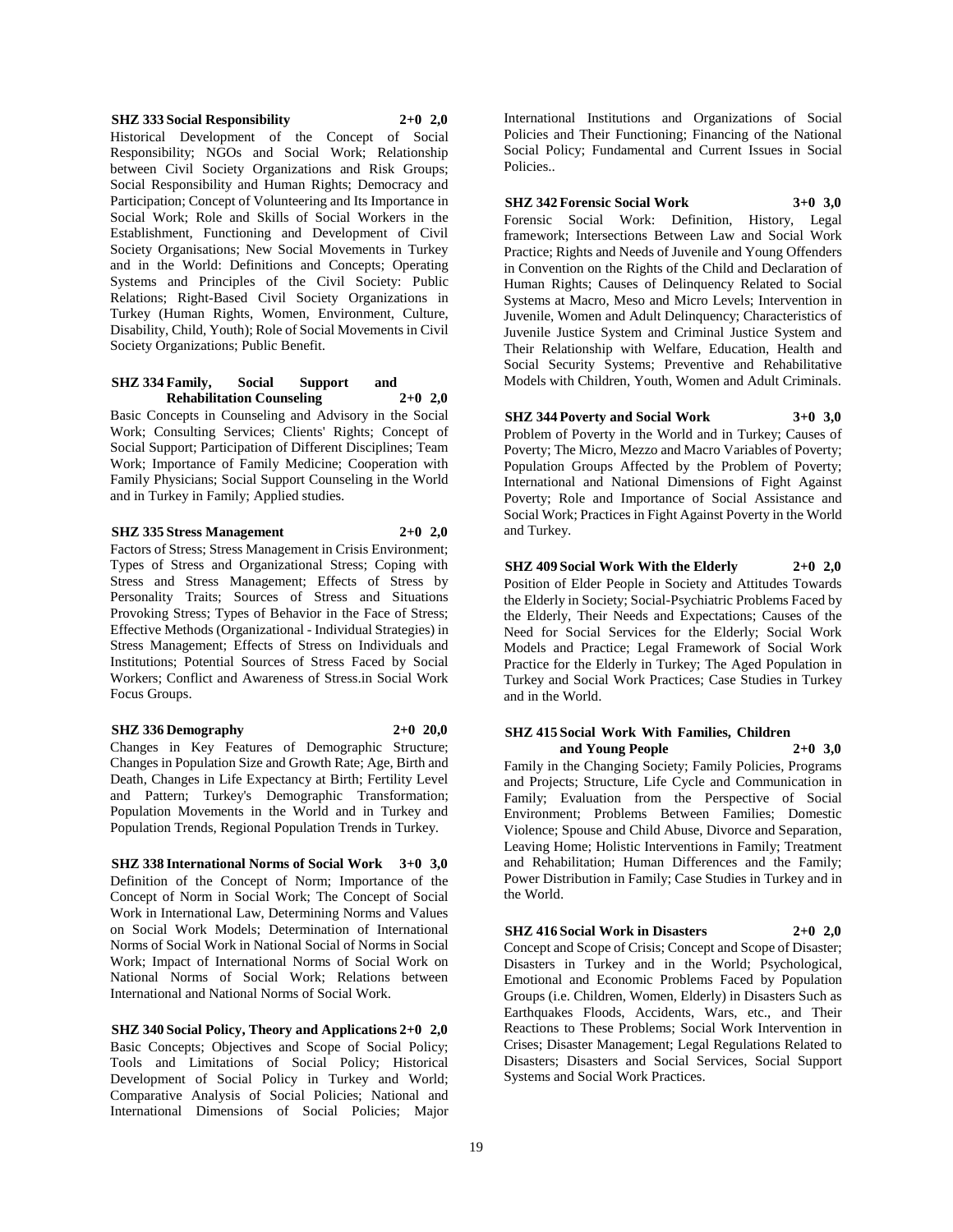**SHZ 333 Social Responsibility 2+0 2,0**

Historical Development of the Concept of Social Responsibility; NGOs and Social Work; Relationship between Civil Society Organizations and Risk Groups; Social Responsibility and Human Rights; Democracy and Participation; Concept of Volunteering and Its Importance in Social Work; Role and Skills of Social Workers in the Establishment, Functioning and Development of Civil Society Organisations; New Social Movements in Turkey and in the World: Definitions and Concepts; Operating Systems and Principles of the Civil Society: Public Relations; Right-Based Civil Society Organizations in Turkey (Human Rights, Women, Environment, Culture, Disability, Child, Youth); Role of Social Movements in Civil Society Organizations; Public Benefit.

**SHZ 334 Family, Social Support and Rehabilitation Counseling 2+0 2,0**

Basic Concepts in Counseling and Advisory in the Social Work; Consulting Services; Clients' Rights; Concept of Social Support; Participation of Different Disciplines; Team Work; Importance of Family Medicine; Cooperation with Family Physicians; Social Support Counseling in the World and in Turkey in Family; Applied studies.

**SHZ 335 Stress Management 2+0 2,0**

Factors of Stress; Stress Management in Crisis Environment; Types of Stress and Organizational Stress; Coping with Stress and Stress Management; Effects of Stress by Personality Traits; Sources of Stress and Situations Provoking Stress; Types of Behavior in the Face of Stress; Effective Methods (Organizational - Individual Strategies) in Stress Management; Effects of Stress on Individuals and Institutions; Potential Sources of Stress Faced by Social Workers; Conflict and Awareness of Stress.in Social Work Focus Groups.

**SHZ 336 Demography 2+0 20,0**

Changes in Key Features of Demographic Structure; Changes in Population Size and Growth Rate; Age, Birth and Death, Changes in Life Expectancy at Birth; Fertility Level and Pattern; Turkey's Demographic Transformation; Population Movements in the World and in Turkey and Population Trends, Regional Population Trends in Turkey.

**SHZ 338 International Norms of Social Work 3+0 3,0**

Definition of the Concept of Norm; Importance of the Concept of Norm in Social Work; The Concept of Social Work in International Law, Determining Norms and Values on Social Work Models; Determination of International Norms of Social Work in National Social of Norms in Social Work; Impact of International Norms of Social Work on National Norms of Social Work; Relations between International and National Norms of Social Work.

**SHZ 340 Social Policy, Theory and Applications 2+0 2,0**

Basic Concepts; Objectives and Scope of Social Policy; Tools and Limitations of Social Policy; Historical Development of Social Policy in Turkey and World; Comparative Analysis of Social Policies; National and International Dimensions of Social Policies; Major International Institutions and Organizations of Social Policies and Their Functioning; Financing of the National Social Policy; Fundamental and Current Issues in Social Policies..

**SHZ 342 Forensic Social Work 3+0 3,0**

Forensic Social Work: Definition, History, Legal framework; Intersections Between Law and Social Work Practice; Rights and Needs of Juvenile and Young Offenders in Convention on the Rights of the Child and Declaration of Human Rights; Causes of Delinquency Related to Social Systems at Macro, Meso and Micro Levels; Intervention in Juvenile, Women and Adult Delinquency; Characteristics of Juvenile Justice System and Criminal Justice System and Their Relationship with Welfare, Education, Health and Social Security Systems; Preventive and Rehabilitative Models with Children, Youth, Women and Adult Criminals.

**SHZ 344 Poverty and Social Work 3+0 3,0**

Problem of Poverty in the World and in Turkey; Causes of Poverty; The Micro, Mezzo and Macro Variables of Poverty; Population Groups Affected by the Problem of Poverty; International and National Dimensions of Fight Against Poverty; Role and Importance of Social Assistance and Social Work; Practices in Fight Against Poverty in the World and Turkey.

**SHZ 409 Social Work With the Elderly 2+0 2,0**

Position of Elder People in Society and Attitudes Towards the Elderly in Society; Social-Psychiatric Problems Faced by the Elderly, Their Needs and Expectations; Causes of the Need for Social Services for the Elderly; Social Work Models and Practice; Legal Framework of Social Work Practice for the Elderly in Turkey; The Aged Population in Turkey and Social Work Practices; Case Studies in Turkey and in the World.

**SHZ 415 Social Work With Families, Children and Young People 2+0 3,0**

Family in the Changing Society; Family Policies, Programs and Projects; Structure, Life Cycle and Communication in Family; Evaluation from the Perspective of Social Environment; Problems Between Families; Domestic Violence; Spouse and Child Abuse, Divorce and Separation, Leaving Home; Holistic Interventions in Family; Treatment and Rehabilitation; Human Differences and the Family; Power Distribution in Family; Case Studies in Turkey and in the World.

**SHZ 416 Social Work in Disasters 2+0 2,0**

Concept and Scope of Crisis; Concept and Scope of Disaster; Disasters in Turkey and in the World; Psychological, Emotional and Economic Problems Faced by Population Groups (i.e. Children, Women, Elderly) in Disasters Such as Earthquakes Floods, Accidents, Wars, etc., and Their Reactions to These Problems; Social Work Intervention in Crises; Disaster Management; Legal Regulations Related to Disasters; Disasters and Social Services, Social Support Systems and Social Work Practices.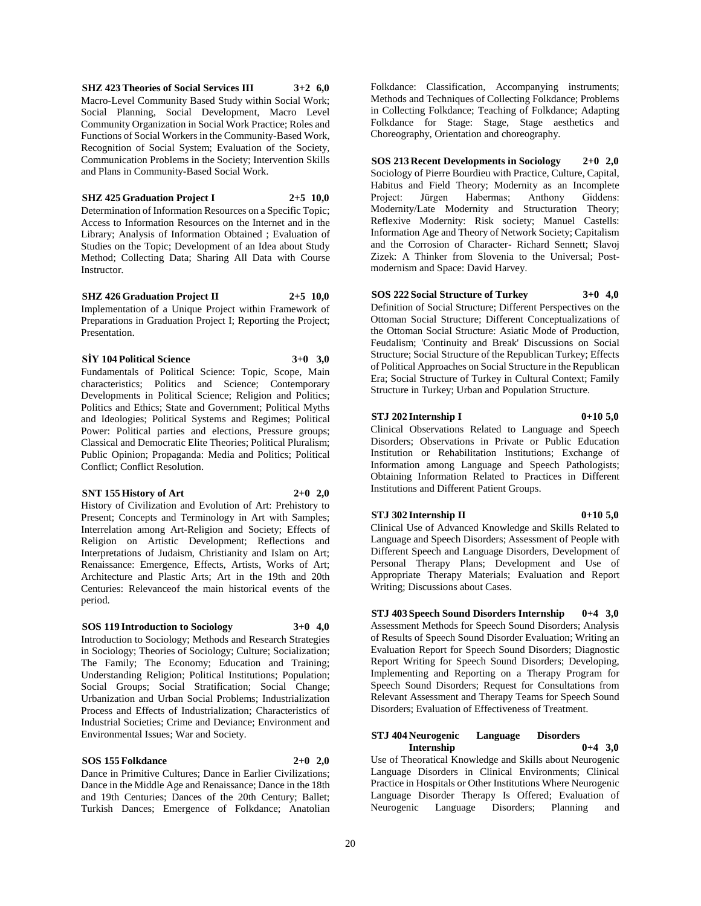**SHZ 423 Theories of Social Services III 3+2 6,0**

Macro-Level Community Based Study within Social Work; Social Planning, Social Development, Macro Level Community Organization in Social Work Practice; Roles and Functions of Social Workers in the Community-Based Work, Recognition of Social System; Evaluation of the Society, Communication Problems in the Society; Intervention Skills and Plans in Community-Based Social Work.

**SHZ 425 Graduation Project I 2+5 10,0**

Determination of Information Resources on a Specific Topic; Access to Information Resources on the Internet and in the Library; Analysis of Information Obtained ; Evaluation of Studies on the Topic; Development of an Idea about Study Method; Collecting Data; Sharing All Data with Course Instructor.

**SHZ 426 Graduation Project II 2+5 10,0**

Implementation of a Unique Project within Framework of Preparations in Graduation Project I; Reporting the Project; Presentation.

**SİY 104 Political Science 3+0 3,0**

Fundamentals of Political Science: Topic, Scope, Main characteristics; Politics and Science; Contemporary Developments in Political Science; Religion and Politics; Politics and Ethics; State and Government; Political Myths and Ideologies; Political Systems and Regimes; Political Power: Political parties and elections, Pressure groups; Classical and Democratic Elite Theories; Political Pluralism; Public Opinion; Propaganda: Media and Politics; Political Conflict; Conflict Resolution.

**SNT 155 History of Art 2+0 2,0**

History of Civilization and Evolution of Art: Prehistory to Present; Concepts and Terminology in Art with Samples; Interrelation among Art-Religion and Society; Effects of Religion on Artistic Development; Reflections and Interpretations of Judaism, Christianity and Islam on Art; Renaissance: Emergence, Effects, Artists, Works of Art; Architecture and Plastic Arts; Art in the 19th and 20th Centuries: Relevanceof the main historical events of the period.

**SOS 119 Introduction to Sociology 3+0 4,0**

Introduction to Sociology; Methods and Research Strategies in Sociology; Theories of Sociology; Culture; Socialization; The Family; The Economy; Education and Training; Understanding Religion; Political Institutions; Population; Social Groups; Social Stratification; Social Change; Urbanization and Urban Social Problems; Industrialization Process and Effects of Industrialization; Characteristics of Industrial Societies; Crime and Deviance; Environment and Environmental Issues; War and Society.

**SOS 155 Folkdance 2+0 2,0**

Dance in Primitive Cultures; Dance in Earlier Civilizations; Dance in the Middle Age and Renaissance; Dance in the 18th and 19th Centuries; Dances of the 20th Century; Ballet; Turkish Dances; Emergence of Folkdance; Anatolian Folkdance: Classification, Accompanying instruments; Methods and Techniques of Collecting Folkdance; Problems in Collecting Folkdance; Teaching of Folkdance; Adapting Folkdance for Stage: Stage, Stage aesthetics and Choreography, Orientation and choreography.

**SOS 213 Recent Developments in Sociology 2+0 2,0**

Sociology of Pierre Bourdieu with Practice, Culture, Capital, Habitus and Field Theory; Modernity as an Incomplete Project: Jürgen Habermas; Anthony Giddens: Modernity/Late Modernity and Structuration Theory; Reflexive Modernity: Risk society; Manuel Castells: Information Age and Theory of Network Society; Capitalism and the Corrosion of Character- Richard Sennett; Slavoj Zizek: A Thinker from Slovenia to the Universal; Post-modernism and Space: David Harvey.

**SOS 222 Social Structure of Turkey 3+0 4,0**

Definition of Social Structure; Different Perspectives on the Ottoman Social Structure; Different Conceptualizations of the Ottoman Social Structure: Asiatic Mode of Production, Feudalism; 'Continuity and Break' Discussions on Social Structure; Social Structure of the Republican Turkey; Effects of Political Approaches on Social Structure in the Republican Era; Social Structure of Turkey in Cultural Context; Family Structure in Turkey; Urban and Population Structure.

**STJ 202 Internship I 0+10 5,0**

Clinical Observations Related to Language and Speech Disorders; Observations in Private or Public Education Institution or Rehabilitation Institutions; Exchange of Information among Language and Speech Pathologists; Obtaining Information Related to Practices in Different Institutions and Different Patient Groups.

**STJ 302 Internship II 0+10 5,0**

Clinical Use of Advanced Knowledge and Skills Related to Language and Speech Disorders; Assessment of People with Different Speech and Language Disorders, Development of Personal Therapy Plans; Development and Use of Appropriate Therapy Materials; Evaluation and Report Writing; Discussions about Cases.

**STJ 403 Speech Sound Disorders Internship 0+4 3,0**

Assessment Methods for Speech Sound Disorders; Analysis of Results of Speech Sound Disorder Evaluation; Writing an Evaluation Report for Speech Sound Disorders; Diagnostic Report Writing for Speech Sound Disorders; Developing, Implementing and Reporting on a Therapy Program for Speech Sound Disorders; Request for Consultations from Relevant Assessment and Therapy Teams for Speech Sound Disorders; Evaluation of Effectiveness of Treatment.

**STJ 404 Neurogenic Language Disorders Internship 0+4 3,0**

Use of Theoratical Knowledge and Skills about Neurogenic Language Disorders in Clinical Environments; Clinical Practice in Hospitals or Other Institutions Where Neurogenic Language Disorder Therapy Is Offered; Evaluation of Neurogenic Language Disorders; Planning and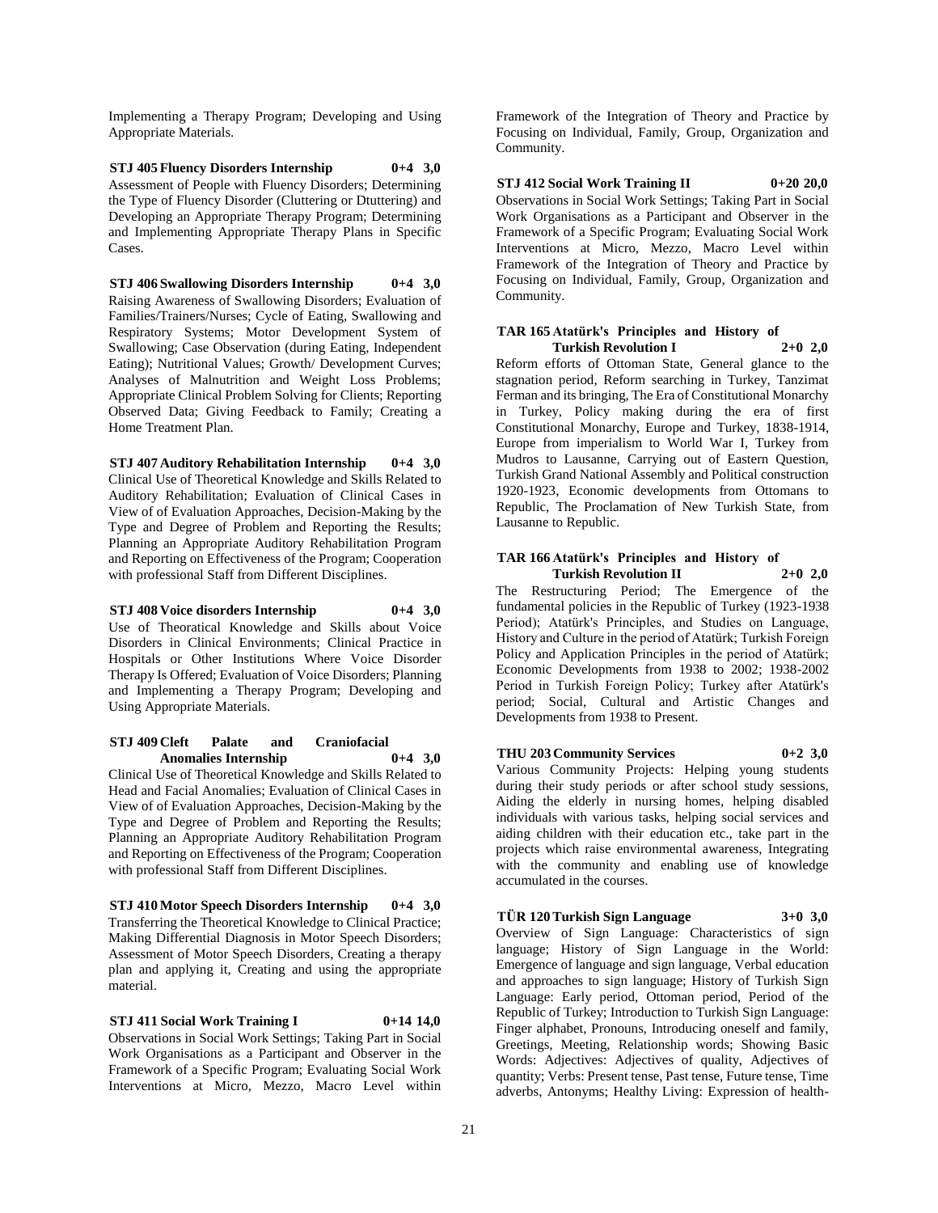Implementing a Therapy Program; Developing and Using Appropriate Materials.

**STJ 405 Fluency Disorders Internship 0+4 3,0**
Assessment of People with Fluency Disorders; Determining the Type of Fluency Disorder (Cluttering or Dtuttering) and Developing an Appropriate Therapy Program; Determining and Implementing Appropriate Therapy Plans in Specific Cases.

**STJ 406 Swallowing Disorders Internship 0+4 3,0**
Raising Awareness of Swallowing Disorders; Evaluation of Families/Trainers/Nurses; Cycle of Eating, Swallowing and Respiratory Systems; Motor Development System of Swallowing; Case Observation (during Eating, Independent Eating); Nutritional Values; Growth/ Development Curves; Analyses of Malnutrition and Weight Loss Problems; Appropriate Clinical Problem Solving for Clients; Reporting Observed Data; Giving Feedback to Family; Creating a Home Treatment Plan.

**STJ 407 Auditory Rehabilitation Internship 0+4 3,0**
Clinical Use of Theoretical Knowledge and Skills Related to Auditory Rehabilitation; Evaluation of Clinical Cases in View of of Evaluation Approaches, Decision-Making by the Type and Degree of Problem and Reporting the Results; Planning an Appropriate Auditory Rehabilitation Program and Reporting on Effectiveness of the Program; Cooperation with professional Staff from Different Disciplines.

**STJ 408 Voice disorders Internship 0+4 3,0**
Use of Theoratical Knowledge and Skills about Voice Disorders in Clinical Environments; Clinical Practice in Hospitals or Other Institutions Where Voice Disorder Therapy Is Offered; Evaluation of Voice Disorders; Planning and Implementing a Therapy Program; Developing and Using Appropriate Materials.

**STJ 409 Cleft Palate and Craniofacial Anomalies Internship 0+4 3,0**
Clinical Use of Theoretical Knowledge and Skills Related to Head and Facial Anomalies; Evaluation of Clinical Cases in View of of Evaluation Approaches, Decision-Making by the Type and Degree of Problem and Reporting the Results; Planning an Appropriate Auditory Rehabilitation Program and Reporting on Effectiveness of the Program; Cooperation with professional Staff from Different Disciplines.

**STJ 410 Motor Speech Disorders Internship 0+4 3,0**
Transferring the Theoretical Knowledge to Clinical Practice; Making Differential Diagnosis in Motor Speech Disorders; Assessment of Motor Speech Disorders, Creating a therapy plan and applying it, Creating and using the appropriate material.

**STJ 411 Social Work Training I 0+14 14,0**
Observations in Social Work Settings; Taking Part in Social Work Organisations as a Participant and Observer in the Framework of a Specific Program; Evaluating Social Work Interventions at Micro, Mezzo, Macro Level within Framework of the Integration of Theory and Practice by Focusing on Individual, Family, Group, Organization and Community.

**STJ 412 Social Work Training II 0+20 20,0**
Observations in Social Work Settings; Taking Part in Social Work Organisations as a Participant and Observer in the Framework of a Specific Program; Evaluating Social Work Interventions at Micro, Mezzo, Macro Level within Framework of the Integration of Theory and Practice by Focusing on Individual, Family, Group, Organization and Community.

**TAR 165 Atatürk's Principles and History of Turkish Revolution I 2+0 2,0**
Reform efforts of Ottoman State, General glance to the stagnation period, Reform searching in Turkey, Tanzimat Ferman and its bringing, The Era of Constitutional Monarchy in Turkey, Policy making during the era of first Constitutional Monarchy, Europe and Turkey, 1838-1914, Europe from imperialism to World War I, Turkey from Mudros to Lausanne, Carrying out of Eastern Question, Turkish Grand National Assembly and Political construction 1920-1923, Economic developments from Ottomans to Republic, The Proclamation of New Turkish State, from Lausanne to Republic.

**TAR 166 Atatürk's Principles and History of Turkish Revolution II 2+0 2,0**
The Restructuring Period; The Emergence of the fundamental policies in the Republic of Turkey (1923-1938 Period); Atatürk's Principles, and Studies on Language, History and Culture in the period of Atatürk; Turkish Foreign Policy and Application Principles in the period of Atatürk; Economic Developments from 1938 to 2002; 1938-2002 Period in Turkish Foreign Policy; Turkey after Atatürk's period; Social, Cultural and Artistic Changes and Developments from 1938 to Present.

**THU 203 Community Services 0+2 3,0**
Various Community Projects: Helping young students during their study periods or after school study sessions, Aiding the elderly in nursing homes, helping disabled individuals with various tasks, helping social services and aiding children with their education etc., take part in the projects which raise environmental awareness, Integrating with the community and enabling use of knowledge accumulated in the courses.

**TÜR 120 Turkish Sign Language 3+0 3,0**
Overview of Sign Language: Characteristics of sign language; History of Sign Language in the World: Emergence of language and sign language, Verbal education and approaches to sign language; History of Turkish Sign Language: Early period, Ottoman period, Period of the Republic of Turkey; Introduction to Turkish Sign Language: Finger alphabet, Pronouns, Introducing oneself and family, Greetings, Meeting, Relationship words; Showing Basic Words: Adjectives: Adjectives of quality, Adjectives of quantity; Verbs: Present tense, Past tense, Future tense, Time adverbs, Antonyms; Healthy Living: Expression of health-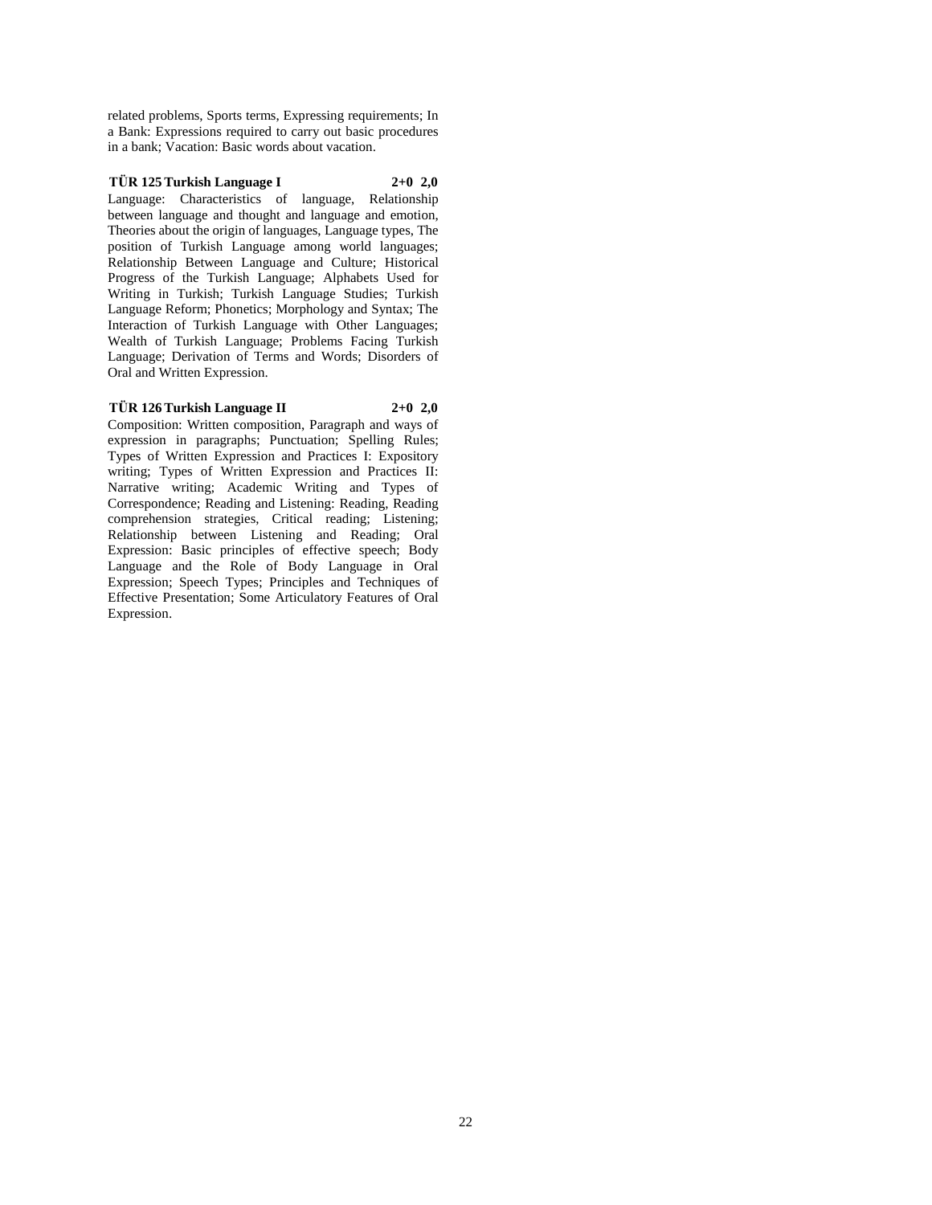related problems, Sports terms, Expressing requirements; In a Bank: Expressions required to carry out basic procedures in a bank; Vacation: Basic words about vacation.

**TÜR 125 Turkish Language I 2+0 2,0**

Language: Characteristics of language, Relationship between language and thought and language and emotion, Theories about the origin of languages, Language types, The position of Turkish Language among world languages; Relationship Between Language and Culture; Historical Progress of the Turkish Language; Alphabets Used for Writing in Turkish; Turkish Language Studies; Turkish Language Reform; Phonetics; Morphology and Syntax; The Interaction of Turkish Language with Other Languages; Wealth of Turkish Language; Problems Facing Turkish Language; Derivation of Terms and Words; Disorders of Oral and Written Expression.

**TÜR 126 Turkish Language II 2+0 2,0**

Composition: Written composition, Paragraph and ways of expression in paragraphs; Punctuation; Spelling Rules; Types of Written Expression and Practices I: Expository writing; Types of Written Expression and Practices II: Narrative writing; Academic Writing and Types of Correspondence; Reading and Listening: Reading, Reading comprehension strategies, Critical reading; Listening; Relationship between Listening and Reading; Oral Expression: Basic principles of effective speech; Body Language and the Role of Body Language in Oral Expression; Speech Types; Principles and Techniques of Effective Presentation; Some Articulatory Features of Oral Expression.